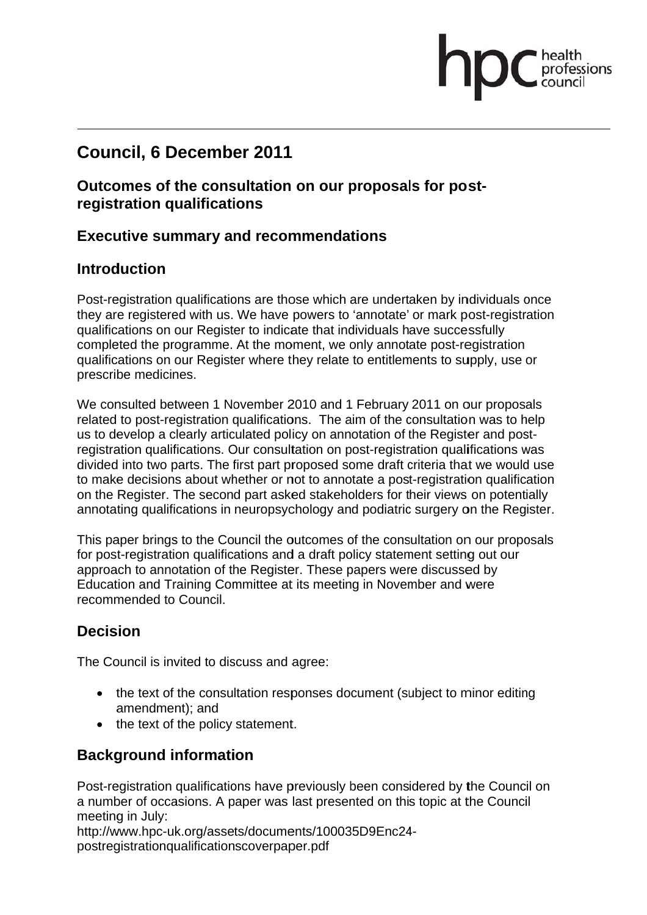# Council, 6 December 2011

## Outcomes of the consultation on our proposals for post-registration qualifications

## Executive summary and recommendations

## Introduction

Post-registration qualifications are those which are undertaken by individuals once they are registered with us. We have powers to 'annotate' or mark post-registration qualifications on our Register to indicate that individuals have successfully completed the programme. At the moment, we only annotate post-registration qualifications on our Register where they relate to entitlements to supply, use or prescribe medicines.

We consulted between 1 November 2010 and 1 February 2011 on our proposals related to post-registration qualifications. The aim of the consultation was to help us to develop a clearly articulated policy on annotation of the Register and post-registration qualifications. Our consultation on post-registration qualifications was divided into two parts. The first part proposed some draft criteria that we would use to make decisions about whether or not to annotate a post-registration qualification on the Register. The second part asked stakeholders for their views on potentially annotating qualifications in neuropsychology and podiatric surgery on the Register.

This paper brings to the Council the outcomes of the consultation on our proposals for post-registration qualifications and a draft policy statement setting out our approach to annotation of the Register. These papers were discussed by Education and Training Committee at its meeting in November and were recommended to Council.

## Decision

The Council is invited to discuss and agree:

- the text of the consultation responses document (subject to minor editing amendment); and
- the text of the policy statement.

## Background information

Post-registration qualifications have previously been considered by the Council on a number of occasions. A paper was last presented on this topic at the Council meeting in July:
http://www.hpc-uk.org/assets/documents/100035D9Enc24-postregistrationqualificationscoverpaper.pdf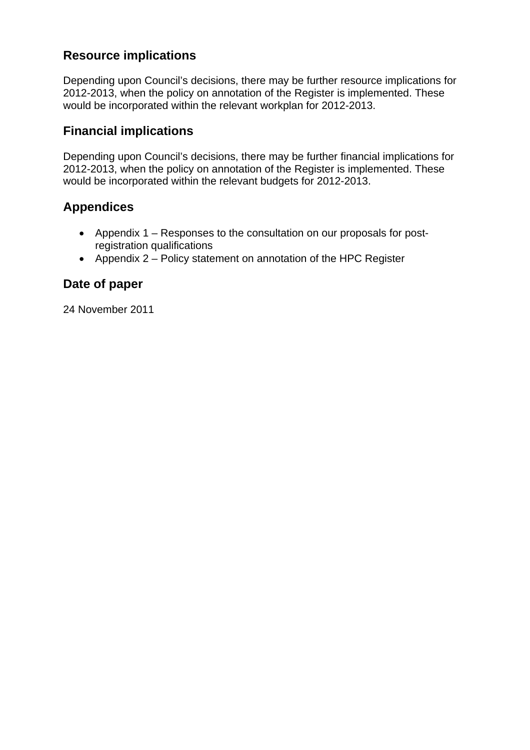## Resource implications

Depending upon Council's decisions, there may be further resource implications for 2012-2013, when the policy on annotation of the Register is implemented. These would be incorporated within the relevant workplan for 2012-2013.

## Financial implications

Depending upon Council's decisions, there may be further financial implications for 2012-2013, when the policy on annotation of the Register is implemented. These would be incorporated within the relevant budgets for 2012-2013.

## Appendices

- Appendix 1 – Responses to the consultation on our proposals for post-registration qualifications
- Appendix 2 – Policy statement on annotation of the HPC Register

## Date of paper

24 November 2011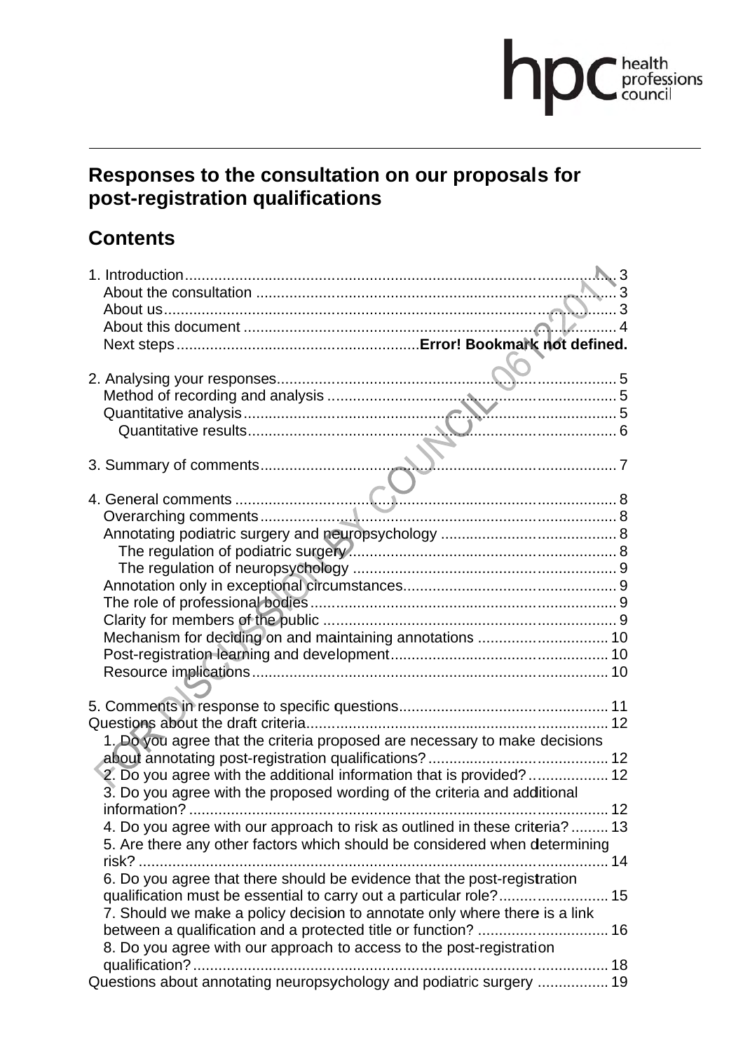# Responses to the consultation on our proposals for post-registration qualifications

## Contents

1. Introduction ........................................................................................................ 3
   - About the consultation ...................................................................................... 3
   - About us .......................................................................................................... 3
   - About this document ......................................................................................... 4
   - Next steps .......................................................... **Error! Bookmark not defined.**

2. Analysing your responses ..................................................................................... 5
   - Method of recording and analysis ...................................................................... 5
   - Quantitative analysis ......................................................................................... 5
     - Quantitative results ...................................................................................... 6

3. Summary of comments ......................................................................................... 7

4. General comments ............................................................................................... 8
   - Overarching comments ...................................................................................... 8
   - Annotating podiatric surgery and neuropsychology ............................................. 8
     - The regulation of podiatric surgery ................................................................ 8
     - The regulation of neuropsychology ................................................................ 9
   - Annotation only in exceptional circumstances ..................................................... 9
   - The role of professional bodies .......................................................................... 9
   - Clarity for members of the public ....................................................................... 9
   - Mechanism for deciding on and maintaining annotations ................................... 10
   - Post-registration learning and development ...................................................... 10
   - Resource implications ...................................................................................... 10

5. Comments in response to specific questions ........................................................ 11

Questions about the draft criteria ............................................................................ 12
   - 1. Do you agree that the criteria proposed are necessary to make decisions about annotating post-registration qualifications? ........................................... 12
   - 2. Do you agree with the additional information that is provided? ..................... 12
   - 3. Do you agree with the proposed wording of the criteria and additional information? ................................................................................................. 12
   - 4. Do you agree with our approach to risk as outlined in these criteria? ............. 13
   - 5. Are there any other factors which should be considered when determining risk? ........................................................................................................... 14
   - 6. Do you agree that there should be evidence that the post-registration qualification must be essential to carry out a particular role? ........................... 15
   - 7. Should we make a policy decision to annotate only where there is a link between a qualification and a protected title or function? ................................. 16
   - 8. Do you agree with our approach to access to the post-registration qualification? .................................................................................................. 18

Questions about annotating neuropsychology and podiatric surgery ........................... 19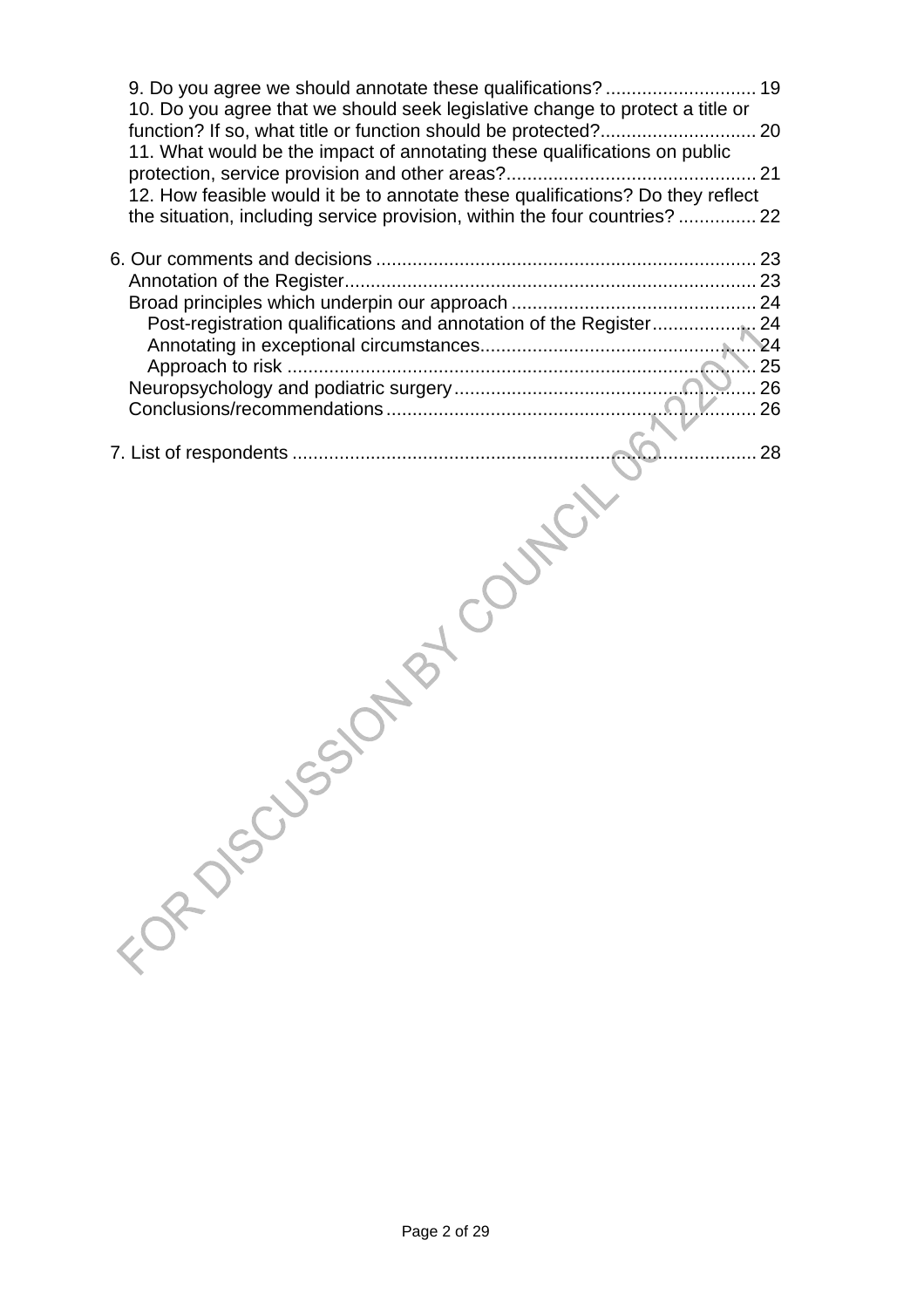- 9. Do you agree we should annotate these qualifications? ............................ 19
- 10. Do you agree that we should seek legislative change to protect a title or function? If so, what title or function should be protected? ............................ 20
- 11. What would be the impact of annotating these qualifications on public protection, service provision and other areas? ............................................... 21
- 12. How feasible would it be to annotate these qualifications? Do they reflect the situation, including service provision, within the four countries? .............. 22

6. Our comments and decisions ........................................................................ 23
   - Annotation of the Register .............................................................................. 23
   - Broad principles which underpin our approach .............................................. 24
     - Post-registration qualifications and annotation of the Register .................. 24
     - Annotating in exceptional circumstances .................................................... 24
     - Approach to risk .......................................................................................... 25
   - Neuropsychology and podiatric surgery .......................................................... 26
   - Conclusions/recommendations ....................................................................... 26

7. List of respondents ......................................................................................... 28

FOR DISCUSSION BY COUNCIL 06122011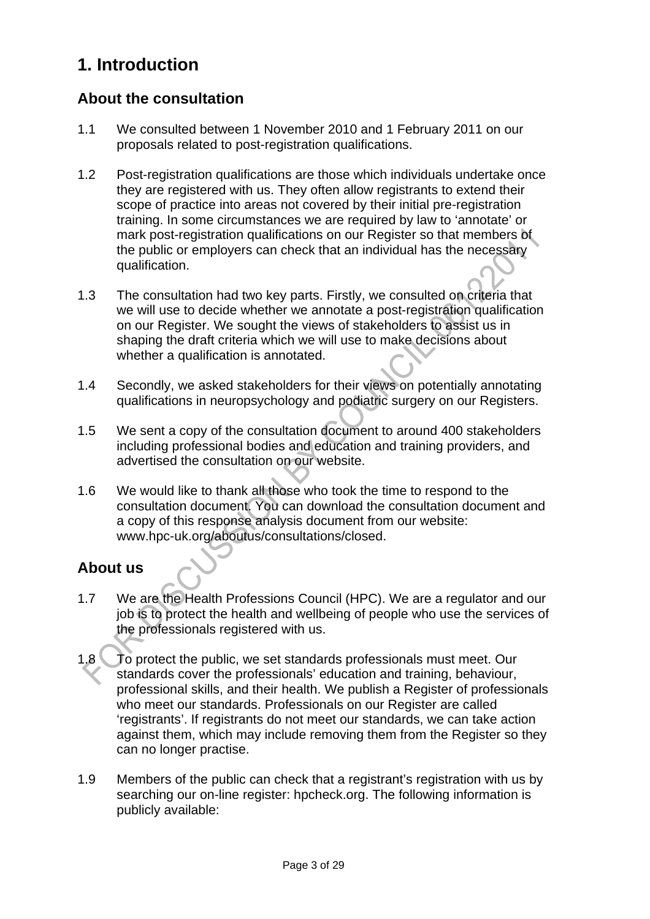# 1. Introduction

## About the consultation

1.1 We consulted between 1 November 2010 and 1 February 2011 on our proposals related to post-registration qualifications.

1.2 Post-registration qualifications are those which individuals undertake once they are registered with us. They often allow registrants to extend their scope of practice into areas not covered by their initial pre-registration training. In some circumstances we are required by law to 'annotate' or mark post-registration qualifications on our Register so that members of the public or employers can check that an individual has the necessary qualification.

1.3 The consultation had two key parts. Firstly, we consulted on criteria that we will use to decide whether we annotate a post-registration qualification on our Register. We sought the views of stakeholders to assist us in shaping the draft criteria which we will use to make decisions about whether a qualification is annotated.

1.4 Secondly, we asked stakeholders for their views on potentially annotating qualifications in neuropsychology and podiatric surgery on our Registers.

1.5 We sent a copy of the consultation document to around 400 stakeholders including professional bodies and education and training providers, and advertised the consultation on our website.

1.6 We would like to thank all those who took the time to respond to the consultation document. You can download the consultation document and a copy of this response analysis document from our website: www.hpc-uk.org/aboutus/consultations/closed.

## About us

1.7 We are the Health Professions Council (HPC). We are a regulator and our job is to protect the health and wellbeing of people who use the services of the professionals registered with us.

1.8 To protect the public, we set standards professionals must meet. Our standards cover the professionals' education and training, behaviour, professional skills, and their health. We publish a Register of professionals who meet our standards. Professionals on our Register are called 'registrants'. If registrants do not meet our standards, we can take action against them, which may include removing them from the Register so they can no longer practise.

1.9 Members of the public can check that a registrant's registration with us by searching our on-line register: hpcheck.org. The following information is publicly available: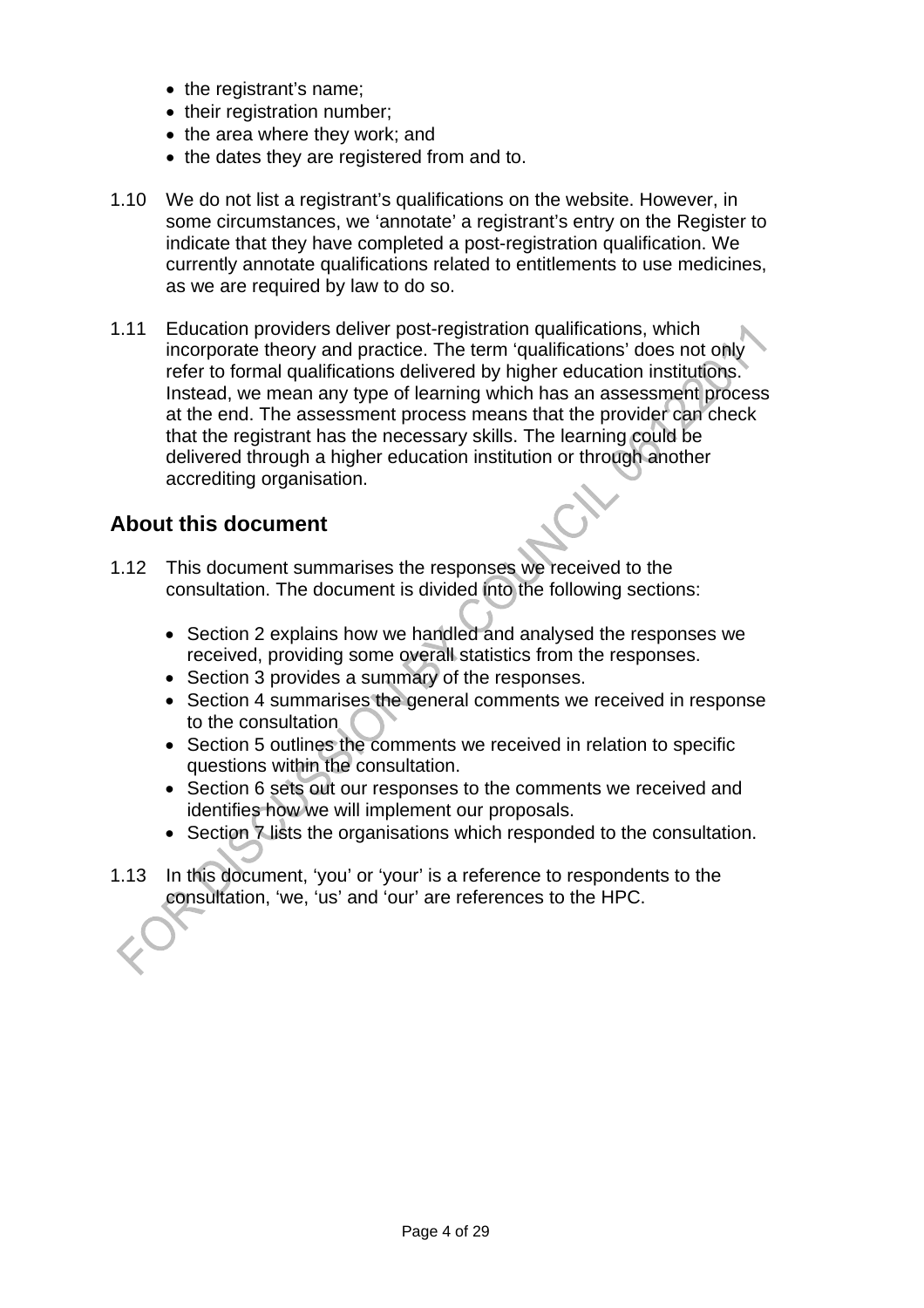- the registrant's name;
- their registration number;
- the area where they work; and
- the dates they are registered from and to.

1.10 We do not list a registrant's qualifications on the website. However, in some circumstances, we 'annotate' a registrant's entry on the Register to indicate that they have completed a post-registration qualification. We currently annotate qualifications related to entitlements to use medicines, as we are required by law to do so.

1.11 Education providers deliver post-registration qualifications, which incorporate theory and practice. The term 'qualifications' does not only refer to formal qualifications delivered by higher education institutions. Instead, we mean any type of learning which has an assessment process at the end. The assessment process means that the provider can check that the registrant has the necessary skills. The learning could be delivered through a higher education institution or through another accrediting organisation.

## About this document

1.12 This document summarises the responses we received to the consultation. The document is divided into the following sections:

- Section 2 explains how we handled and analysed the responses we received, providing some overall statistics from the responses.
- Section 3 provides a summary of the responses.
- Section 4 summarises the general comments we received in response to the consultation
- Section 5 outlines the comments we received in relation to specific questions within the consultation.
- Section 6 sets out our responses to the comments we received and identifies how we will implement our proposals.
- Section 7 lists the organisations which responded to the consultation.

1.13 In this document, 'you' or 'your' is a reference to respondents to the consultation, 'we, 'us' and 'our' are references to the HPC.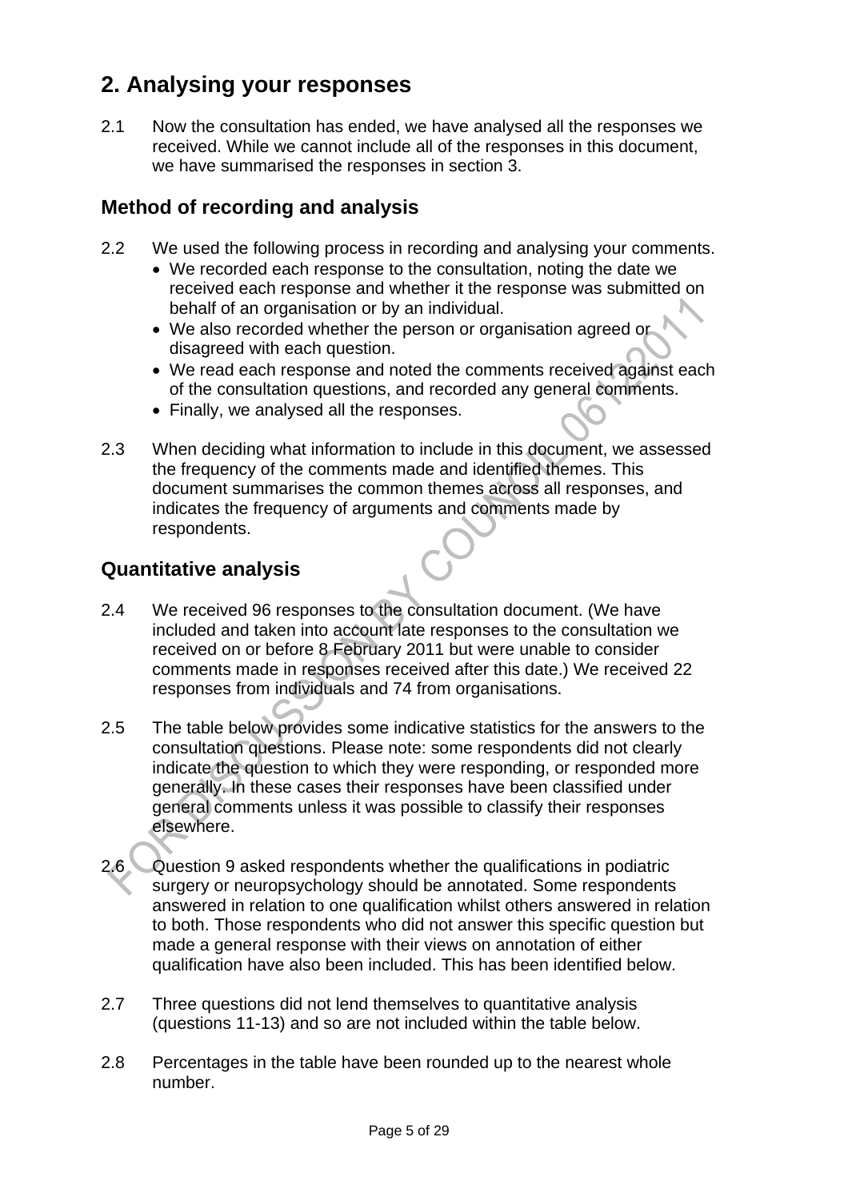## 2. Analysing your responses

2.1 Now the consultation has ended, we have analysed all the responses we received. While we cannot include all of the responses in this document, we have summarised the responses in section 3.

### Method of recording and analysis

2.2 We used the following process in recording and analysing your comments.

- We recorded each response to the consultation, noting the date we received each response and whether it the response was submitted on behalf of an organisation or by an individual.
- We also recorded whether the person or organisation agreed or disagreed with each question.
- We read each response and noted the comments received against each of the consultation questions, and recorded any general comments.
- Finally, we analysed all the responses.

2.3 When deciding what information to include in this document, we assessed the frequency of the comments made and identified themes. This document summarises the common themes across all responses, and indicates the frequency of arguments and comments made by respondents.

### Quantitative analysis

2.4 We received 96 responses to the consultation document. (We have included and taken into account late responses to the consultation we received on or before 8 February 2011 but were unable to consider comments made in responses received after this date.) We received 22 responses from individuals and 74 from organisations.

2.5 The table below provides some indicative statistics for the answers to the consultation questions. Please note: some respondents did not clearly indicate the question to which they were responding, or responded more generally. In these cases their responses have been classified under general comments unless it was possible to classify their responses elsewhere.

2.6 Question 9 asked respondents whether the qualifications in podiatric surgery or neuropsychology should be annotated. Some respondents answered in relation to one qualification whilst others answered in relation to both. Those respondents who did not answer this specific question but made a general response with their views on annotation of either qualification have also been included. This has been identified below.

2.7 Three questions did not lend themselves to quantitative analysis (questions 11-13) and so are not included within the table below.

2.8 Percentages in the table have been rounded up to the nearest whole number.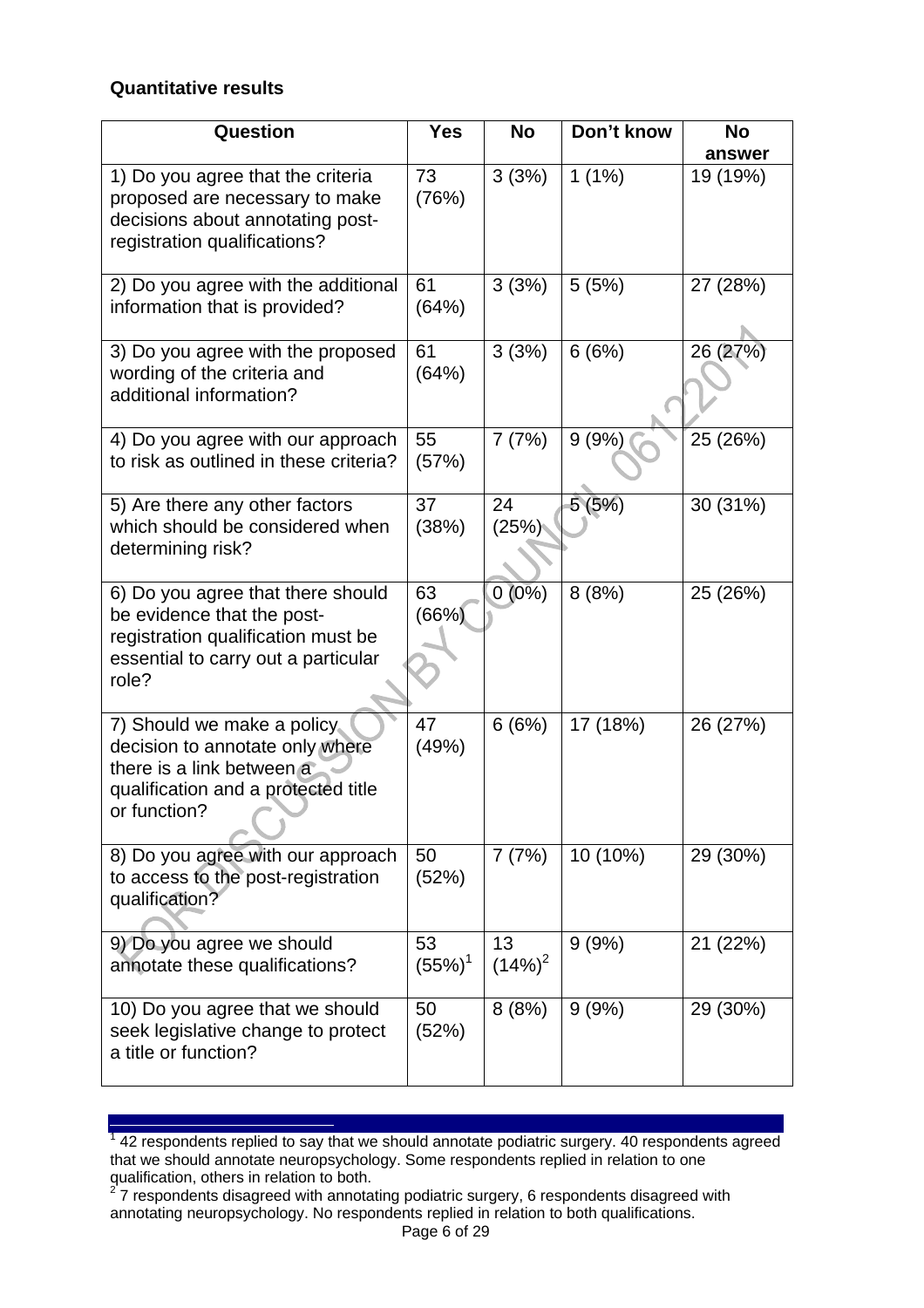**Quantitative results**

| Question | Yes | No | Don't know | No answer |
|---|---|---|---|---|
| 1) Do you agree that the criteria proposed are necessary to make decisions about annotating post-registration qualifications? | 73 (76%) | 3 (3%) | 1 (1%) | 19 (19%) |
| 2) Do you agree with the additional information that is provided? | 61 (64%) | 3 (3%) | 5 (5%) | 27 (28%) |
| 3) Do you agree with the proposed wording of the criteria and additional information? | 61 (64%) | 3 (3%) | 6 (6%) | 26 (27%) |
| 4) Do you agree with our approach to risk as outlined in these criteria? | 55 (57%) | 7 (7%) | 9 (9%) | 25 (26%) |
| 5) Are there any other factors which should be considered when determining risk? | 37 (38%) | 24 (25%) | 5 (5%) | 30 (31%) |
| 6) Do you agree that there should be evidence that the post-registration qualification must be essential to carry out a particular role? | 63 (66%) | 0 (0%) | 8 (8%) | 25 (26%) |
| 7) Should we make a policy decision to annotate only where there is a link between a qualification and a protected title or function? | 47 (49%) | 6 (6%) | 17 (18%) | 26 (27%) |
| 8) Do you agree with our approach to access to the post-registration qualification? | 50 (52%) | 7 (7%) | 10 (10%) | 29 (30%) |
| 9) Do you agree we should annotate these qualifications? | 53 (55%)[1] | 13 (14%)[2] | 9 (9%) | 21 (22%) |
| 10) Do you agree that we should seek legislative change to protect a title or function? | 50 (52%) | 8 (8%) | 9 (9%) | 29 (30%) |

[1] 42 respondents replied to say that we should annotate podiatric surgery. 40 respondents agreed that we should annotate neuropsychology. Some respondents replied in relation to one qualification, others in relation to both.

[2] 7 respondents disagreed with annotating podiatric surgery, 6 respondents disagreed with annotating neuropsychology. No respondents replied in relation to both qualifications.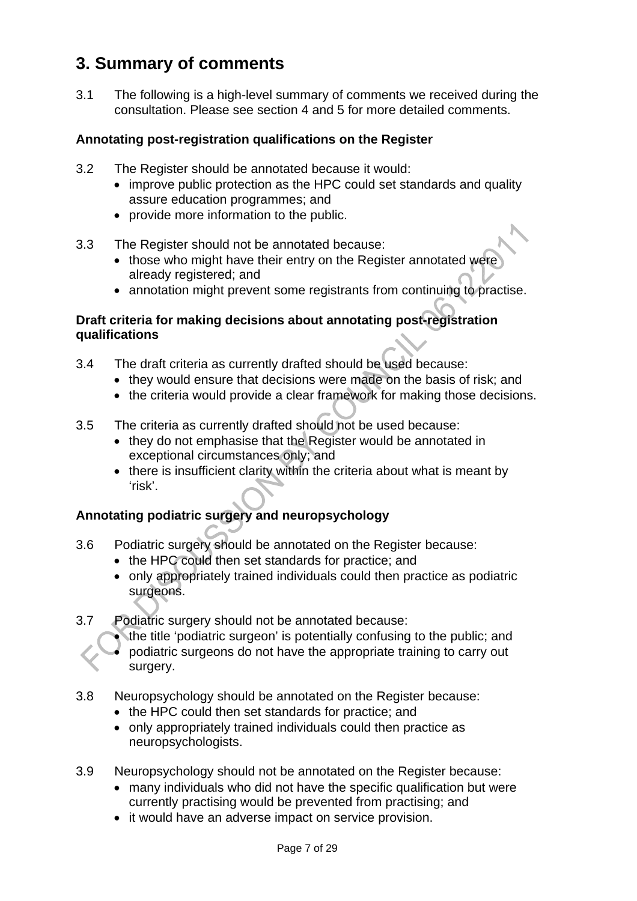# 3. Summary of comments

3.1 The following is a high-level summary of comments we received during the consultation. Please see section 4 and 5 for more detailed comments.

**Annotating post-registration qualifications on the Register**

3.2 The Register should be annotated because it would:
- improve public protection as the HPC could set standards and quality assure education programmes; and
- provide more information to the public.

3.3 The Register should not be annotated because:
- those who might have their entry on the Register annotated were already registered; and
- annotation might prevent some registrants from continuing to practise.

**Draft criteria for making decisions about annotating post-registration qualifications**

3.4 The draft criteria as currently drafted should be used because:
- they would ensure that decisions were made on the basis of risk; and
- the criteria would provide a clear framework for making those decisions.

3.5 The criteria as currently drafted should not be used because:
- they do not emphasise that the Register would be annotated in exceptional circumstances only; and
- there is insufficient clarity within the criteria about what is meant by 'risk'.

**Annotating podiatric surgery and neuropsychology**

3.6 Podiatric surgery should be annotated on the Register because:
- the HPC could then set standards for practice; and
- only appropriately trained individuals could then practice as podiatric surgeons.

3.7 Podiatric surgery should not be annotated because:
- the title 'podiatric surgeon' is potentially confusing to the public; and
- podiatric surgeons do not have the appropriate training to carry out surgery.

3.8 Neuropsychology should be annotated on the Register because:
- the HPC could then set standards for practice; and
- only appropriately trained individuals could then practice as neuropsychologists.

3.9 Neuropsychology should not be annotated on the Register because:
- many individuals who did not have the specific qualification but were currently practising would be prevented from practising; and
- it would have an adverse impact on service provision.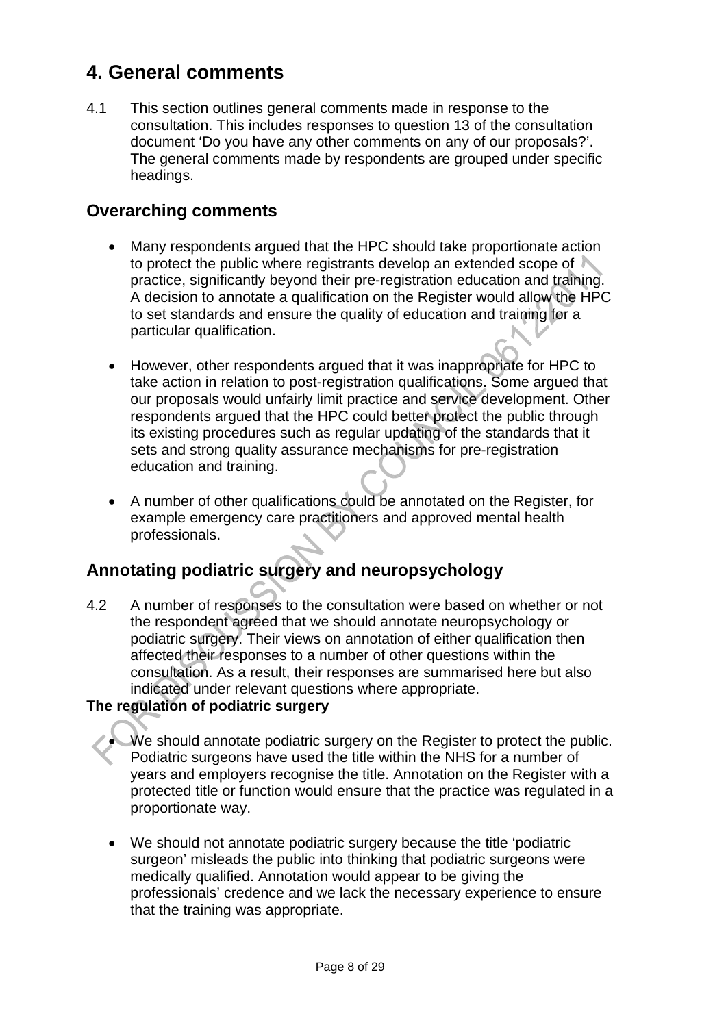# 4. General comments

4.1 This section outlines general comments made in response to the consultation. This includes responses to question 13 of the consultation document 'Do you have any other comments on any of our proposals?'. The general comments made by respondents are grouped under specific headings.

## Overarching comments

- Many respondents argued that the HPC should take proportionate action to protect the public where registrants develop an extended scope of practice, significantly beyond their pre-registration education and training. A decision to annotate a qualification on the Register would allow the HPC to set standards and ensure the quality of education and training for a particular qualification.

- However, other respondents argued that it was inappropriate for HPC to take action in relation to post-registration qualifications. Some argued that our proposals would unfairly limit practice and service development. Other respondents argued that the HPC could better protect the public through its existing procedures such as regular updating of the standards that it sets and strong quality assurance mechanisms for pre-registration education and training.

- A number of other qualifications could be annotated on the Register, for example emergency care practitioners and approved mental health professionals.

## Annotating podiatric surgery and neuropsychology

4.2 A number of responses to the consultation were based on whether or not the respondent agreed that we should annotate neuropsychology or podiatric surgery. Their views on annotation of either qualification then affected their responses to a number of other questions within the consultation. As a result, their responses are summarised here but also indicated under relevant questions where appropriate.

**The regulation of podiatric surgery**

- We should annotate podiatric surgery on the Register to protect the public. Podiatric surgeons have used the title within the NHS for a number of years and employers recognise the title. Annotation on the Register with a protected title or function would ensure that the practice was regulated in a proportionate way.

- We should not annotate podiatric surgery because the title 'podiatric surgeon' misleads the public into thinking that podiatric surgeons were medically qualified. Annotation would appear to be giving the professionals' credence and we lack the necessary experience to ensure that the training was appropriate.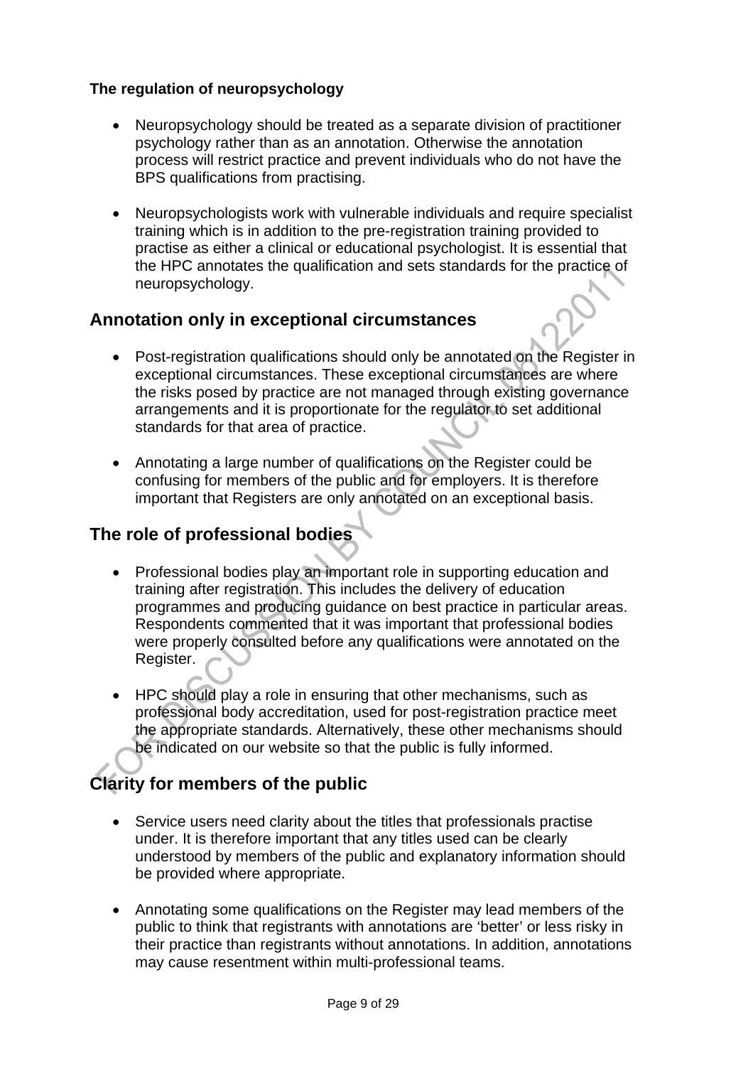**The regulation of neuropsychology**

- Neuropsychology should be treated as a separate division of practitioner psychology rather than as an annotation. Otherwise the annotation process will restrict practice and prevent individuals who do not have the BPS qualifications from practising.

- Neuropsychologists work with vulnerable individuals and require specialist training which is in addition to the pre-registration training provided to practise as either a clinical or educational psychologist. It is essential that the HPC annotates the qualification and sets standards for the practice of neuropsychology.

## Annotation only in exceptional circumstances

- Post-registration qualifications should only be annotated on the Register in exceptional circumstances. These exceptional circumstances are where the risks posed by practice are not managed through existing governance arrangements and it is proportionate for the regulator to set additional standards for that area of practice.

- Annotating a large number of qualifications on the Register could be confusing for members of the public and for employers. It is therefore important that Registers are only annotated on an exceptional basis.

## The role of professional bodies

- Professional bodies play an important role in supporting education and training after registration. This includes the delivery of education programmes and producing guidance on best practice in particular areas. Respondents commented that it was important that professional bodies were properly consulted before any qualifications were annotated on the Register.

- HPC should play a role in ensuring that other mechanisms, such as professional body accreditation, used for post-registration practice meet the appropriate standards. Alternatively, these other mechanisms should be indicated on our website so that the public is fully informed.

## Clarity for members of the public

- Service users need clarity about the titles that professionals practise under. It is therefore important that any titles used can be clearly understood by members of the public and explanatory information should be provided where appropriate.

- Annotating some qualifications on the Register may lead members of the public to think that registrants with annotations are 'better' or less risky in their practice than registrants without annotations. In addition, annotations may cause resentment within multi-professional teams.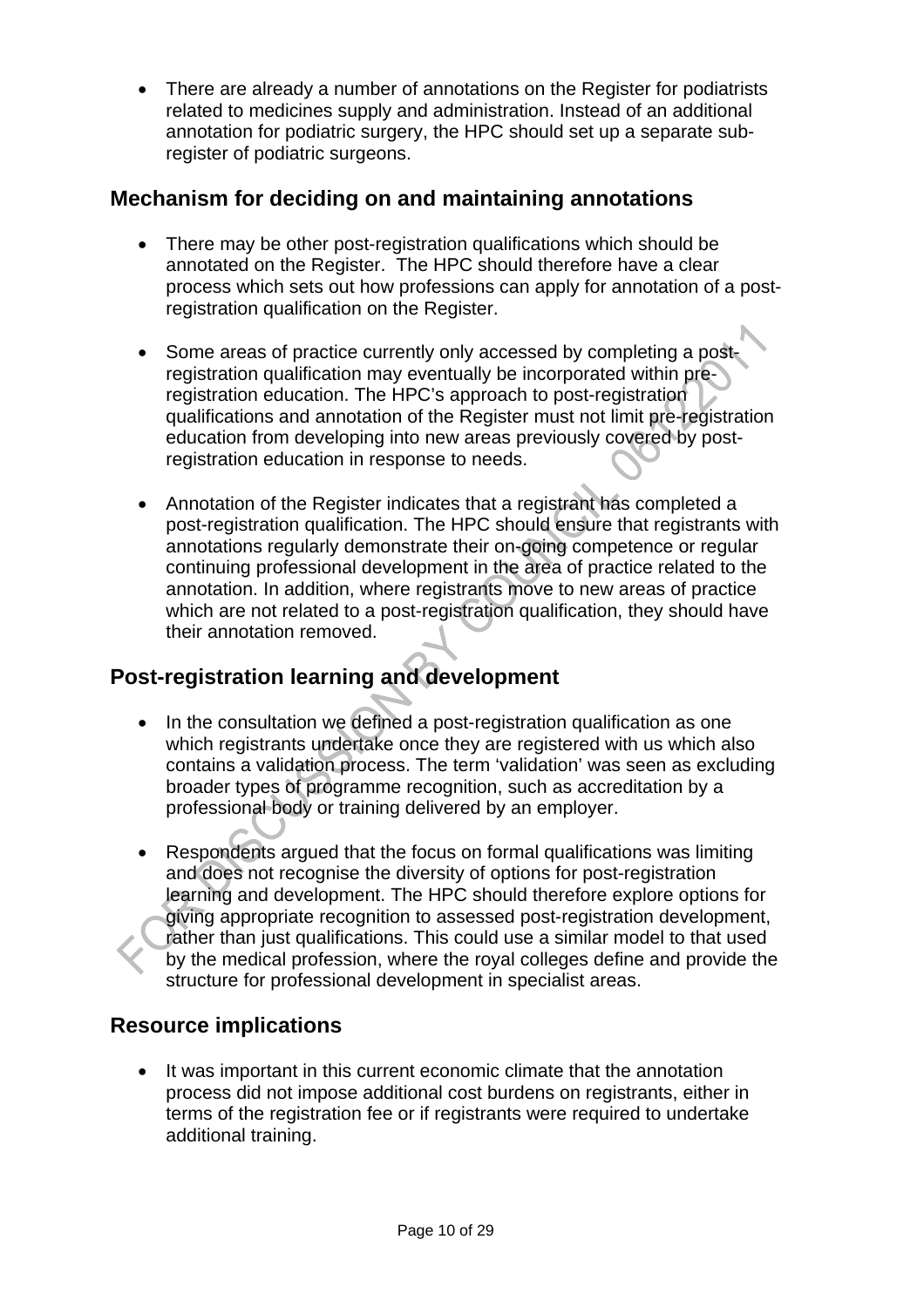- There are already a number of annotations on the Register for podiatrists related to medicines supply and administration. Instead of an additional annotation for podiatric surgery, the HPC should set up a separate sub-register of podiatric surgeons.

## Mechanism for deciding on and maintaining annotations

- There may be other post-registration qualifications which should be annotated on the Register. The HPC should therefore have a clear process which sets out how professions can apply for annotation of a post-registration qualification on the Register.

- Some areas of practice currently only accessed by completing a post-registration qualification may eventually be incorporated within pre-registration education. The HPC's approach to post-registration qualifications and annotation of the Register must not limit pre-registration education from developing into new areas previously covered by post-registration education in response to needs.

- Annotation of the Register indicates that a registrant has completed a post-registration qualification. The HPC should ensure that registrants with annotations regularly demonstrate their on-going competence or regular continuing professional development in the area of practice related to the annotation. In addition, where registrants move to new areas of practice which are not related to a post-registration qualification, they should have their annotation removed.

## Post-registration learning and development

- In the consultation we defined a post-registration qualification as one which registrants undertake once they are registered with us which also contains a validation process. The term 'validation' was seen as excluding broader types of programme recognition, such as accreditation by a professional body or training delivered by an employer.

- Respondents argued that the focus on formal qualifications was limiting and does not recognise the diversity of options for post-registration learning and development. The HPC should therefore explore options for giving appropriate recognition to assessed post-registration development, rather than just qualifications. This could use a similar model to that used by the medical profession, where the royal colleges define and provide the structure for professional development in specialist areas.

## Resource implications

- It was important in this current economic climate that the annotation process did not impose additional cost burdens on registrants, either in terms of the registration fee or if registrants were required to undertake additional training.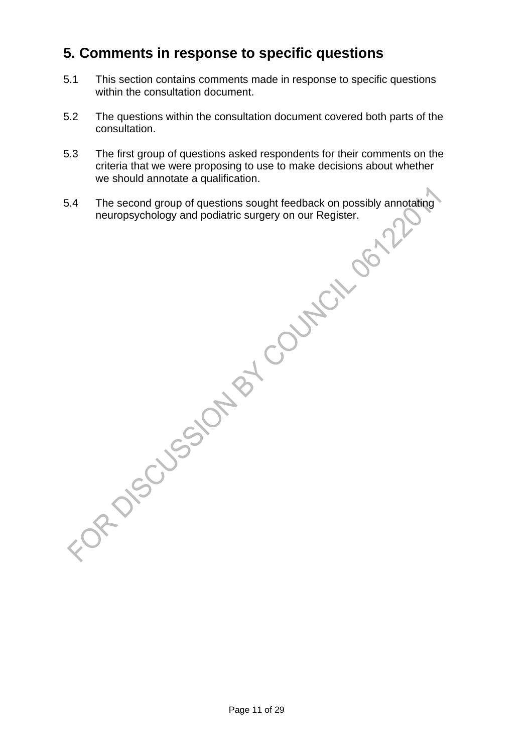## 5. Comments in response to specific questions

5.1 This section contains comments made in response to specific questions within the consultation document.

5.2 The questions within the consultation document covered both parts of the consultation.

5.3 The first group of questions asked respondents for their comments on the criteria that we were proposing to use to make decisions about whether we should annotate a qualification.

5.4 The second group of questions sought feedback on possibly annotating neuropsychology and podiatric surgery on our Register.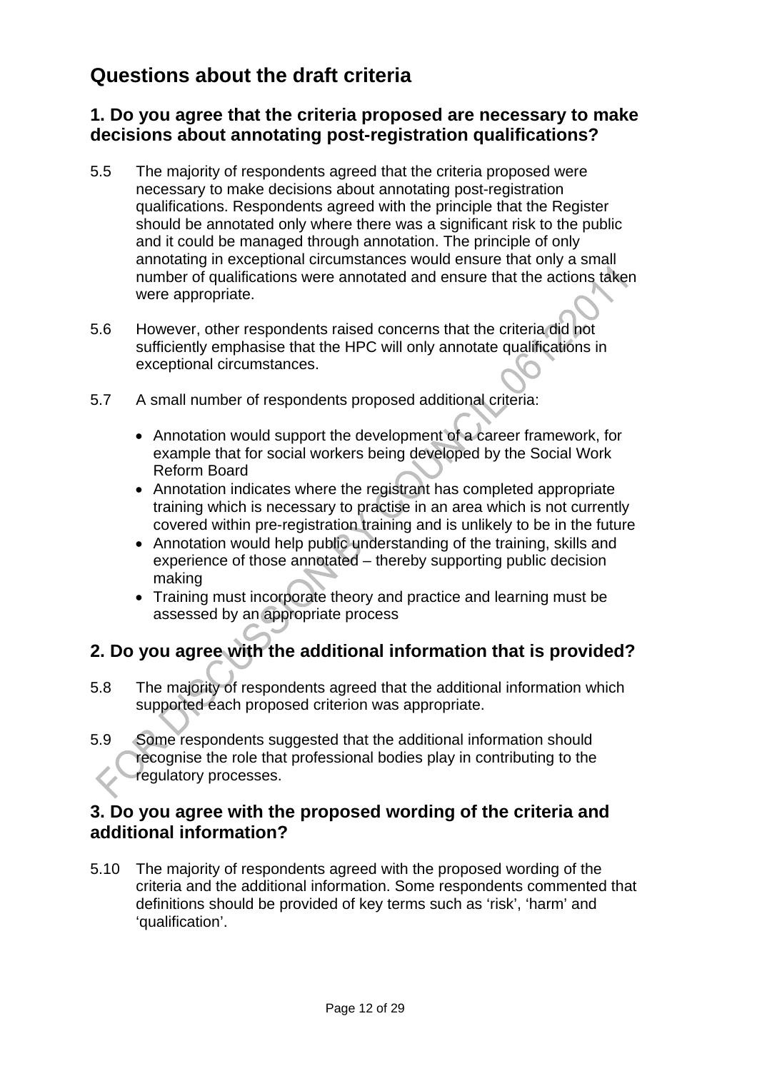# Questions about the draft criteria

## 1. Do you agree that the criteria proposed are necessary to make decisions about annotating post-registration qualifications?

5.5 The majority of respondents agreed that the criteria proposed were necessary to make decisions about annotating post-registration qualifications. Respondents agreed with the principle that the Register should be annotated only where there was a significant risk to the public and it could be managed through annotation. The principle of only annotating in exceptional circumstances would ensure that only a small number of qualifications were annotated and ensure that the actions taken were appropriate.

5.6 However, other respondents raised concerns that the criteria did not sufficiently emphasise that the HPC will only annotate qualifications in exceptional circumstances.

5.7 A small number of respondents proposed additional criteria:

- Annotation would support the development of a career framework, for example that for social workers being developed by the Social Work Reform Board
- Annotation indicates where the registrant has completed appropriate training which is necessary to practise in an area which is not currently covered within pre-registration training and is unlikely to be in the future
- Annotation would help public understanding of the training, skills and experience of those annotated – thereby supporting public decision making
- Training must incorporate theory and practice and learning must be assessed by an appropriate process

## 2. Do you agree with the additional information that is provided?

5.8 The majority of respondents agreed that the additional information which supported each proposed criterion was appropriate.

5.9 Some respondents suggested that the additional information should recognise the role that professional bodies play in contributing to the regulatory processes.

## 3. Do you agree with the proposed wording of the criteria and additional information?

5.10 The majority of respondents agreed with the proposed wording of the criteria and the additional information. Some respondents commented that definitions should be provided of key terms such as 'risk', 'harm' and 'qualification'.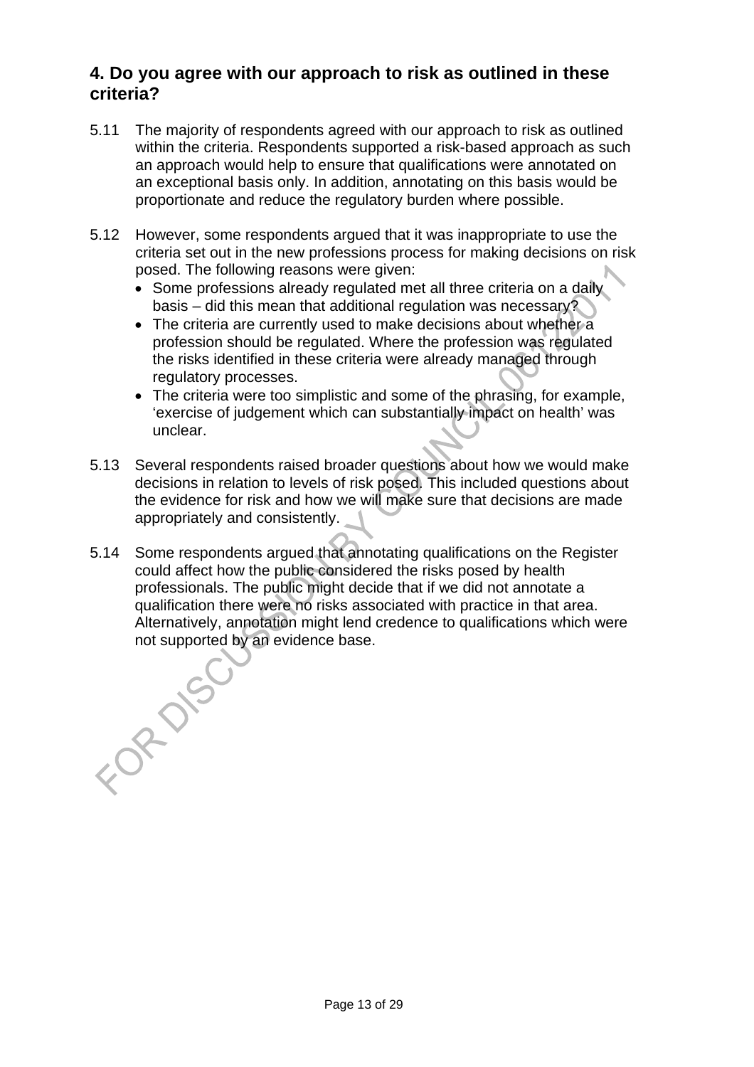## 4. Do you agree with our approach to risk as outlined in these criteria?

5.11 The majority of respondents agreed with our approach to risk as outlined within the criteria. Respondents supported a risk-based approach as such an approach would help to ensure that qualifications were annotated on an exceptional basis only. In addition, annotating on this basis would be proportionate and reduce the regulatory burden where possible.

5.12 However, some respondents argued that it was inappropriate to use the criteria set out in the new professions process for making decisions on risk posed. The following reasons were given:

- Some professions already regulated met all three criteria on a daily basis – did this mean that additional regulation was necessary?
- The criteria are currently used to make decisions about whether a profession should be regulated. Where the profession was regulated the risks identified in these criteria were already managed through regulatory processes.
- The criteria were too simplistic and some of the phrasing, for example, 'exercise of judgement which can substantially impact on health' was unclear.

5.13 Several respondents raised broader questions about how we would make decisions in relation to levels of risk posed. This included questions about the evidence for risk and how we will make sure that decisions are made appropriately and consistently.

5.14 Some respondents argued that annotating qualifications on the Register could affect how the public considered the risks posed by health professionals. The public might decide that if we did not annotate a qualification there were no risks associated with practice in that area. Alternatively, annotation might lend credence to qualifications which were not supported by an evidence base.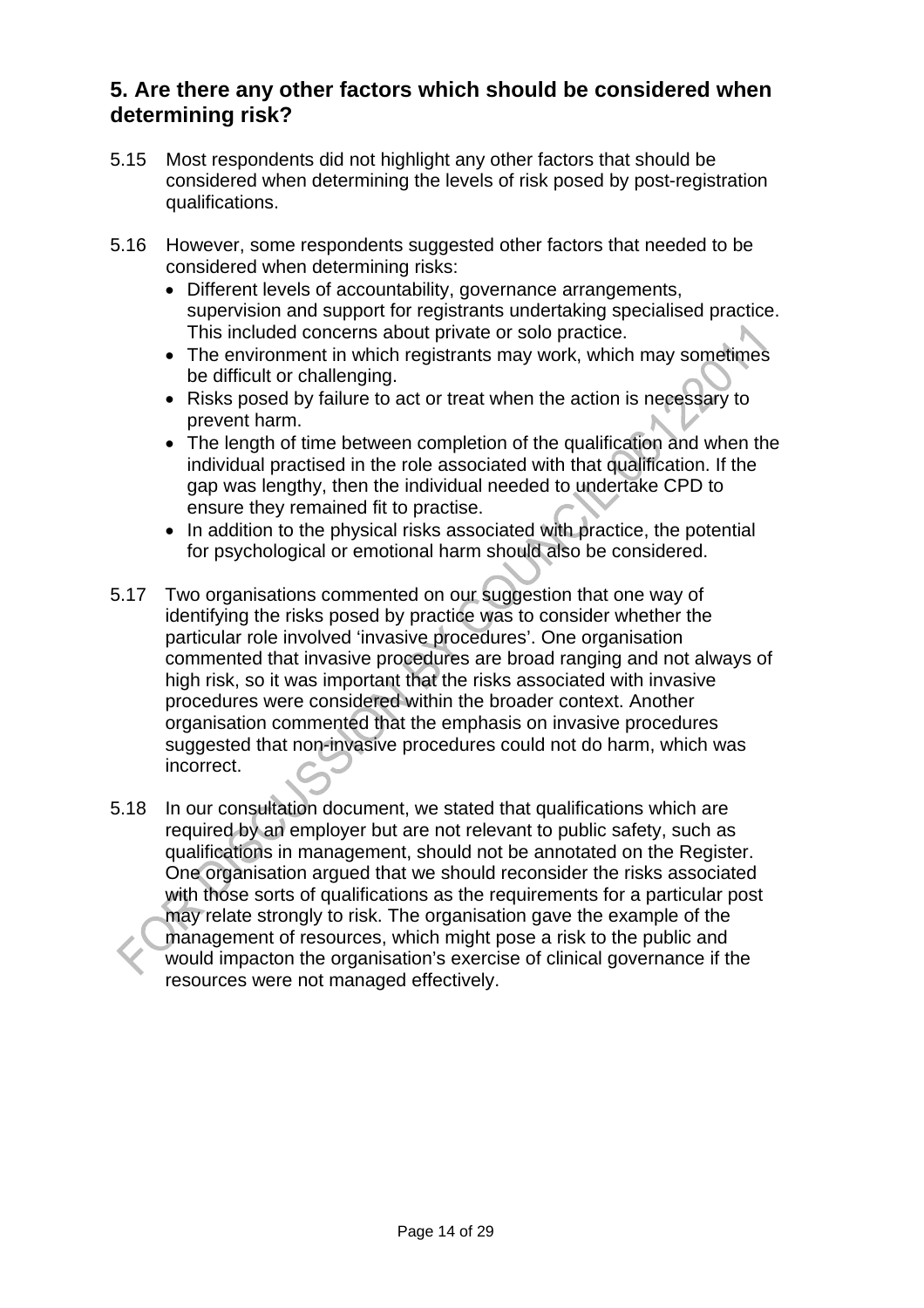## 5. Are there any other factors which should be considered when determining risk?

5.15 Most respondents did not highlight any other factors that should be considered when determining the levels of risk posed by post-registration qualifications.

5.16 However, some respondents suggested other factors that needed to be considered when determining risks:

- Different levels of accountability, governance arrangements, supervision and support for registrants undertaking specialised practice. This included concerns about private or solo practice.
- The environment in which registrants may work, which may sometimes be difficult or challenging.
- Risks posed by failure to act or treat when the action is necessary to prevent harm.
- The length of time between completion of the qualification and when the individual practised in the role associated with that qualification. If the gap was lengthy, then the individual needed to undertake CPD to ensure they remained fit to practise.
- In addition to the physical risks associated with practice, the potential for psychological or emotional harm should also be considered.

5.17 Two organisations commented on our suggestion that one way of identifying the risks posed by practice was to consider whether the particular role involved 'invasive procedures'. One organisation commented that invasive procedures are broad ranging and not always of high risk, so it was important that the risks associated with invasive procedures were considered within the broader context. Another organisation commented that the emphasis on invasive procedures suggested that non-invasive procedures could not do harm, which was incorrect.

5.18 In our consultation document, we stated that qualifications which are required by an employer but are not relevant to public safety, such as qualifications in management, should not be annotated on the Register. One organisation argued that we should reconsider the risks associated with those sorts of qualifications as the requirements for a particular post may relate strongly to risk. The organisation gave the example of the management of resources, which might pose a risk to the public and would impacton the organisation's exercise of clinical governance if the resources were not managed effectively.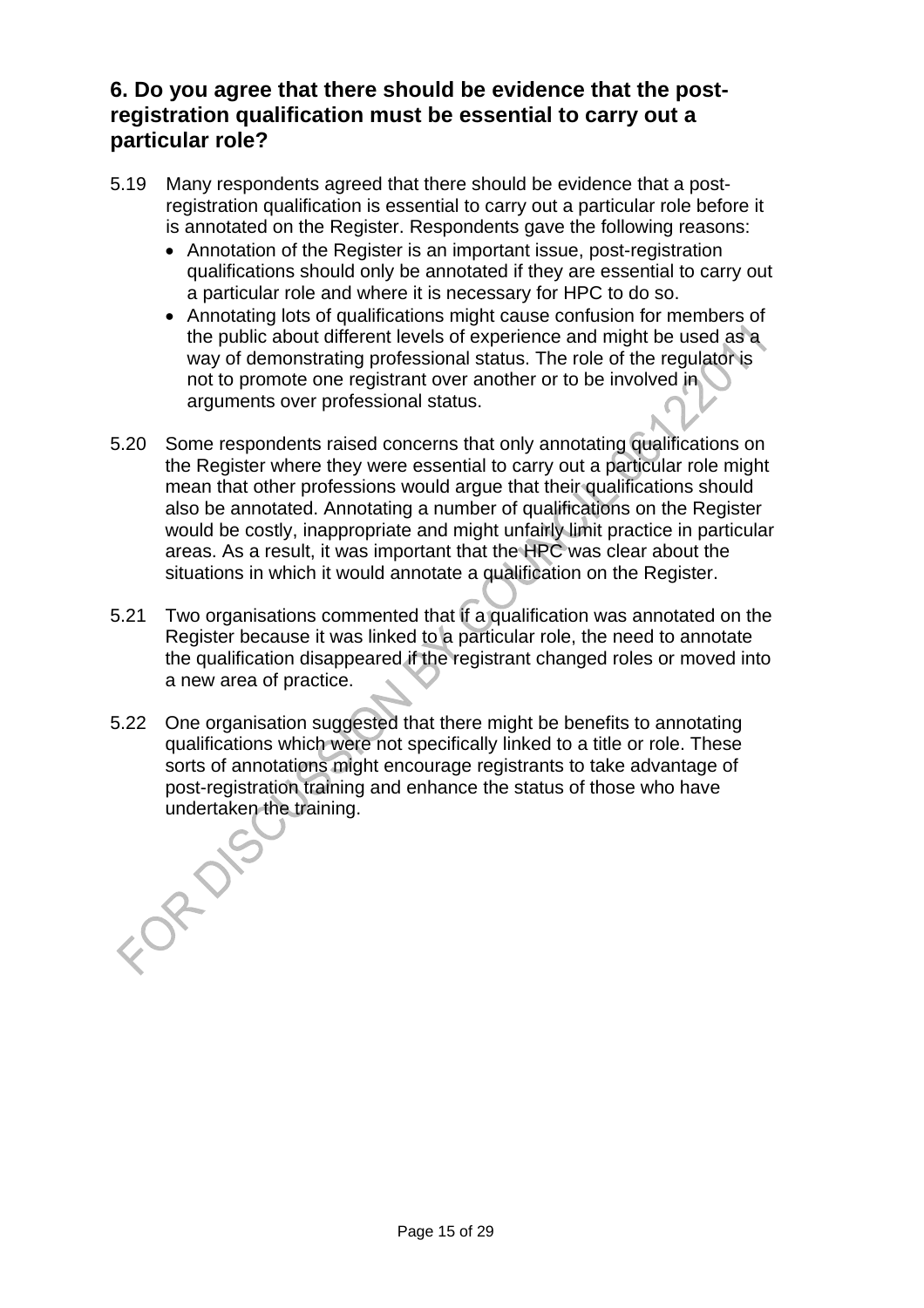## 6. Do you agree that there should be evidence that the post-registration qualification must be essential to carry out a particular role?

5.19 Many respondents agreed that there should be evidence that a post-registration qualification is essential to carry out a particular role before it is annotated on the Register. Respondents gave the following reasons:

- Annotation of the Register is an important issue, post-registration qualifications should only be annotated if they are essential to carry out a particular role and where it is necessary for HPC to do so.
- Annotating lots of qualifications might cause confusion for members of the public about different levels of experience and might be used as a way of demonstrating professional status. The role of the regulator is not to promote one registrant over another or to be involved in arguments over professional status.

5.20 Some respondents raised concerns that only annotating qualifications on the Register where they were essential to carry out a particular role might mean that other professions would argue that their qualifications should also be annotated. Annotating a number of qualifications on the Register would be costly, inappropriate and might unfairly limit practice in particular areas. As a result, it was important that the HPC was clear about the situations in which it would annotate a qualification on the Register.

5.21 Two organisations commented that if a qualification was annotated on the Register because it was linked to a particular role, the need to annotate the qualification disappeared if the registrant changed roles or moved into a new area of practice.

5.22 One organisation suggested that there might be benefits to annotating qualifications which were not specifically linked to a title or role. These sorts of annotations might encourage registrants to take advantage of post-registration training and enhance the status of those who have undertaken the training.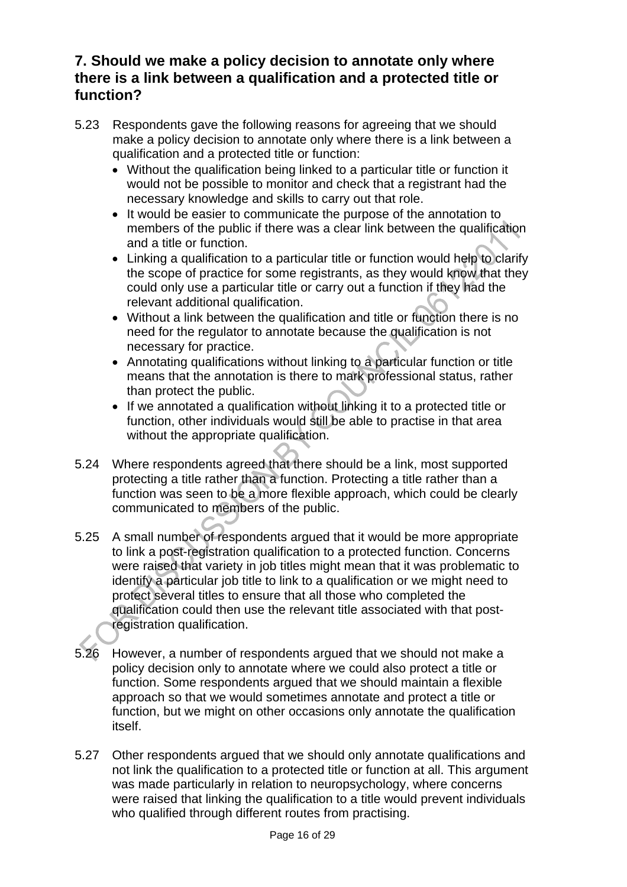## 7. Should we make a policy decision to annotate only where there is a link between a qualification and a protected title or function?

5.23 Respondents gave the following reasons for agreeing that we should make a policy decision to annotate only where there is a link between a qualification and a protected title or function:

- Without the qualification being linked to a particular title or function it would not be possible to monitor and check that a registrant had the necessary knowledge and skills to carry out that role.
- It would be easier to communicate the purpose of the annotation to members of the public if there was a clear link between the qualification and a title or function.
- Linking a qualification to a particular title or function would help to clarify the scope of practice for some registrants, as they would know that they could only use a particular title or carry out a function if they had the relevant additional qualification.
- Without a link between the qualification and title or function there is no need for the regulator to annotate because the qualification is not necessary for practice.
- Annotating qualifications without linking to a particular function or title means that the annotation is there to mark professional status, rather than protect the public.
- If we annotated a qualification without linking it to a protected title or function, other individuals would still be able to practise in that area without the appropriate qualification.

5.24 Where respondents agreed that there should be a link, most supported protecting a title rather than a function. Protecting a title rather than a function was seen to be a more flexible approach, which could be clearly communicated to members of the public.

5.25 A small number of respondents argued that it would be more appropriate to link a post-registration qualification to a protected function. Concerns were raised that variety in job titles might mean that it was problematic to identify a particular job title to link to a qualification or we might need to protect several titles to ensure that all those who completed the qualification could then use the relevant title associated with that post-registration qualification.

5.26 However, a number of respondents argued that we should not make a policy decision only to annotate where we could also protect a title or function. Some respondents argued that we should maintain a flexible approach so that we would sometimes annotate and protect a title or function, but we might on other occasions only annotate the qualification itself.

5.27 Other respondents argued that we should only annotate qualifications and not link the qualification to a protected title or function at all. This argument was made particularly in relation to neuropsychology, where concerns were raised that linking the qualification to a title would prevent individuals who qualified through different routes from practising.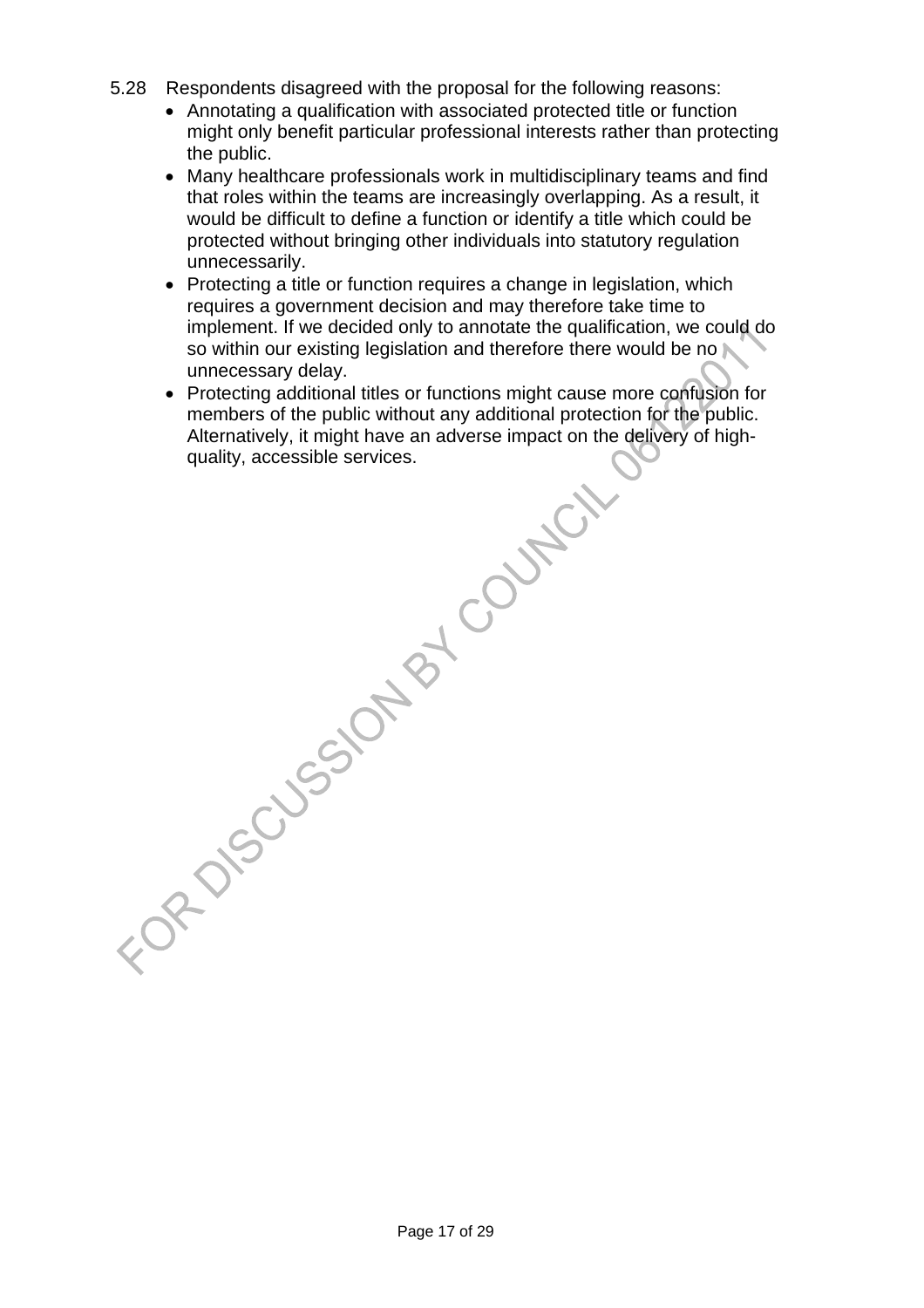5.28 Respondents disagreed with the proposal for the following reasons:

- Annotating a qualification with associated protected title or function might only benefit particular professional interests rather than protecting the public.
- Many healthcare professionals work in multidisciplinary teams and find that roles within the teams are increasingly overlapping. As a result, it would be difficult to define a function or identify a title which could be protected without bringing other individuals into statutory regulation unnecessarily.
- Protecting a title or function requires a change in legislation, which requires a government decision and may therefore take time to implement. If we decided only to annotate the qualification, we could do so within our existing legislation and therefore there would be no unnecessary delay.
- Protecting additional titles or functions might cause more confusion for members of the public without any additional protection for the public. Alternatively, it might have an adverse impact on the delivery of high-quality, accessible services.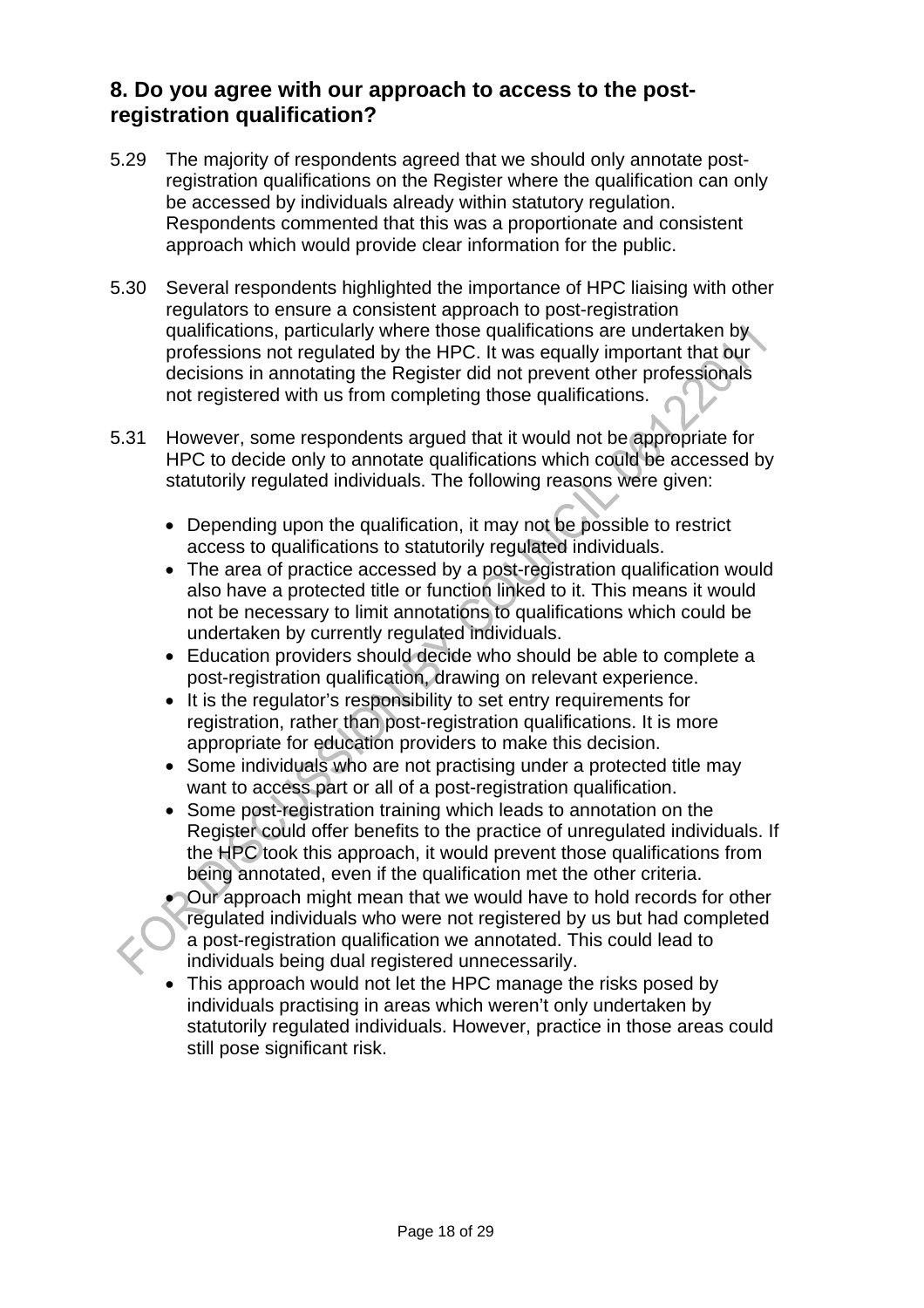## 8. Do you agree with our approach to access to the post-registration qualification?

5.29 The majority of respondents agreed that we should only annotate post-registration qualifications on the Register where the qualification can only be accessed by individuals already within statutory regulation. Respondents commented that this was a proportionate and consistent approach which would provide clear information for the public.

5.30 Several respondents highlighted the importance of HPC liaising with other regulators to ensure a consistent approach to post-registration qualifications, particularly where those qualifications are undertaken by professions not regulated by the HPC. It was equally important that our decisions in annotating the Register did not prevent other professionals not registered with us from completing those qualifications.

5.31 However, some respondents argued that it would not be appropriate for HPC to decide only to annotate qualifications which could be accessed by statutorily regulated individuals. The following reasons were given:

- Depending upon the qualification, it may not be possible to restrict access to qualifications to statutorily regulated individuals.
- The area of practice accessed by a post-registration qualification would also have a protected title or function linked to it. This means it would not be necessary to limit annotations to qualifications which could be undertaken by currently regulated individuals.
- Education providers should decide who should be able to complete a post-registration qualification, drawing on relevant experience.
- It is the regulator's responsibility to set entry requirements for registration, rather than post-registration qualifications. It is more appropriate for education providers to make this decision.
- Some individuals who are not practising under a protected title may want to access part or all of a post-registration qualification.
- Some post-registration training which leads to annotation on the Register could offer benefits to the practice of unregulated individuals. If the HPC took this approach, it would prevent those qualifications from being annotated, even if the qualification met the other criteria.
- Our approach might mean that we would have to hold records for other regulated individuals who were not registered by us but had completed a post-registration qualification we annotated. This could lead to individuals being dual registered unnecessarily.
- This approach would not let the HPC manage the risks posed by individuals practising in areas which weren't only undertaken by statutorily regulated individuals. However, practice in those areas could still pose significant risk.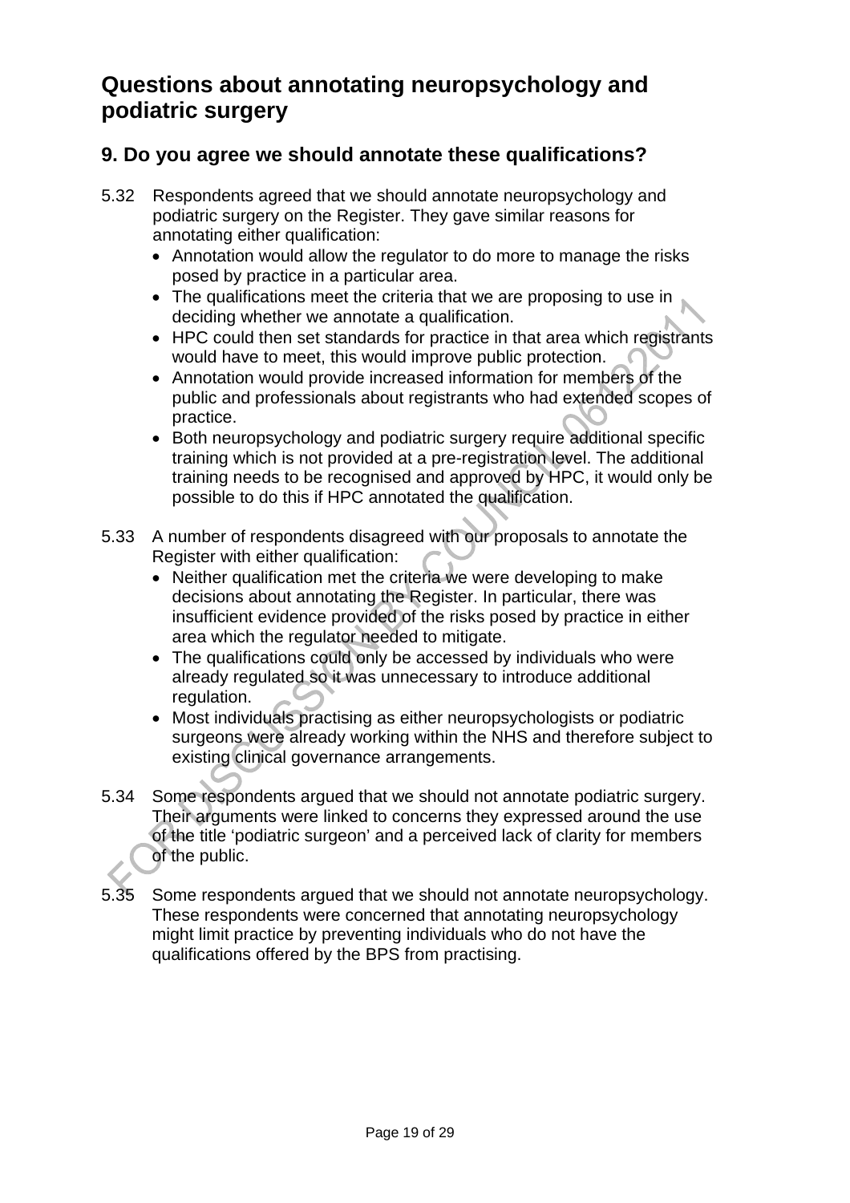# Questions about annotating neuropsychology and podiatric surgery

## 9. Do you agree we should annotate these qualifications?

5.32 Respondents agreed that we should annotate neuropsychology and podiatric surgery on the Register. They gave similar reasons for annotating either qualification:

- Annotation would allow the regulator to do more to manage the risks posed by practice in a particular area.
- The qualifications meet the criteria that we are proposing to use in deciding whether we annotate a qualification.
- HPC could then set standards for practice in that area which registrants would have to meet, this would improve public protection.
- Annotation would provide increased information for members of the public and professionals about registrants who had extended scopes of practice.
- Both neuropsychology and podiatric surgery require additional specific training which is not provided at a pre-registration level. The additional training needs to be recognised and approved by HPC, it would only be possible to do this if HPC annotated the qualification.

5.33 A number of respondents disagreed with our proposals to annotate the Register with either qualification:

- Neither qualification met the criteria we were developing to make decisions about annotating the Register. In particular, there was insufficient evidence provided of the risks posed by practice in either area which the regulator needed to mitigate.
- The qualifications could only be accessed by individuals who were already regulated so it was unnecessary to introduce additional regulation.
- Most individuals practising as either neuropsychologists or podiatric surgeons were already working within the NHS and therefore subject to existing clinical governance arrangements.

5.34 Some respondents argued that we should not annotate podiatric surgery. Their arguments were linked to concerns they expressed around the use of the title 'podiatric surgeon' and a perceived lack of clarity for members of the public.

5.35 Some respondents argued that we should not annotate neuropsychology. These respondents were concerned that annotating neuropsychology might limit practice by preventing individuals who do not have the qualifications offered by the BPS from practising.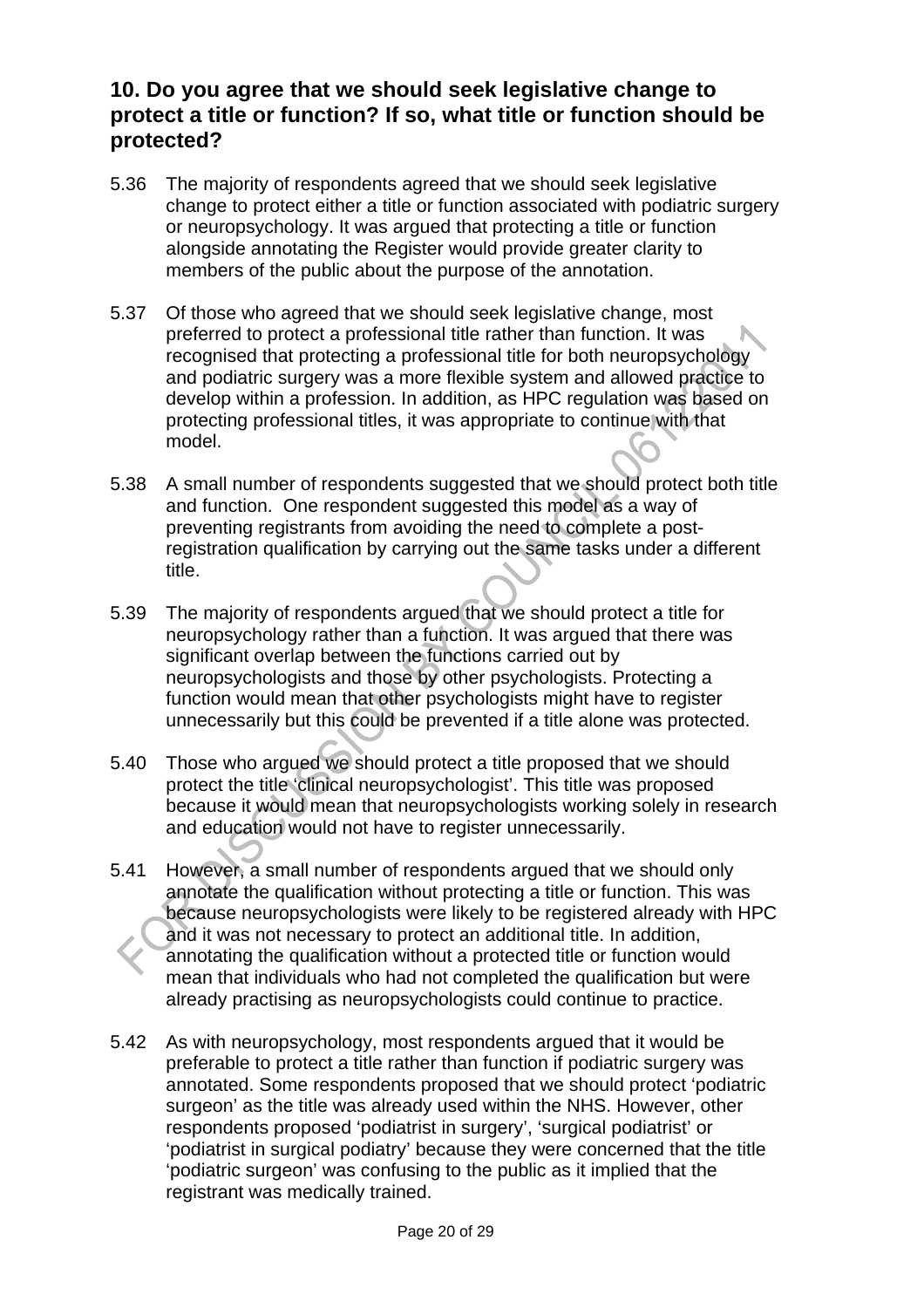### 10. Do you agree that we should seek legislative change to protect a title or function? If so, what title or function should be protected?

5.36 The majority of respondents agreed that we should seek legislative change to protect either a title or function associated with podiatric surgery or neuropsychology. It was argued that protecting a title or function alongside annotating the Register would provide greater clarity to members of the public about the purpose of the annotation.

5.37 Of those who agreed that we should seek legislative change, most preferred to protect a professional title rather than function. It was recognised that protecting a professional title for both neuropsychology and podiatric surgery was a more flexible system and allowed practice to develop within a profession. In addition, as HPC regulation was based on protecting professional titles, it was appropriate to continue with that model.

5.38 A small number of respondents suggested that we should protect both title and function. One respondent suggested this model as a way of preventing registrants from avoiding the need to complete a post-registration qualification by carrying out the same tasks under a different title.

5.39 The majority of respondents argued that we should protect a title for neuropsychology rather than a function. It was argued that there was significant overlap between the functions carried out by neuropsychologists and those by other psychologists. Protecting a function would mean that other psychologists might have to register unnecessarily but this could be prevented if a title alone was protected.

5.40 Those who argued we should protect a title proposed that we should protect the title 'clinical neuropsychologist'. This title was proposed because it would mean that neuropsychologists working solely in research and education would not have to register unnecessarily.

5.41 However, a small number of respondents argued that we should only annotate the qualification without protecting a title or function. This was because neuropsychologists were likely to be registered already with HPC and it was not necessary to protect an additional title. In addition, annotating the qualification without a protected title or function would mean that individuals who had not completed the qualification but were already practising as neuropsychologists could continue to practice.

5.42 As with neuropsychology, most respondents argued that it would be preferable to protect a title rather than function if podiatric surgery was annotated. Some respondents proposed that we should protect 'podiatric surgeon' as the title was already used within the NHS. However, other respondents proposed 'podiatrist in surgery', 'surgical podiatrist' or 'podiatrist in surgical podiatry' because they were concerned that the title 'podiatric surgeon' was confusing to the public as it implied that the registrant was medically trained.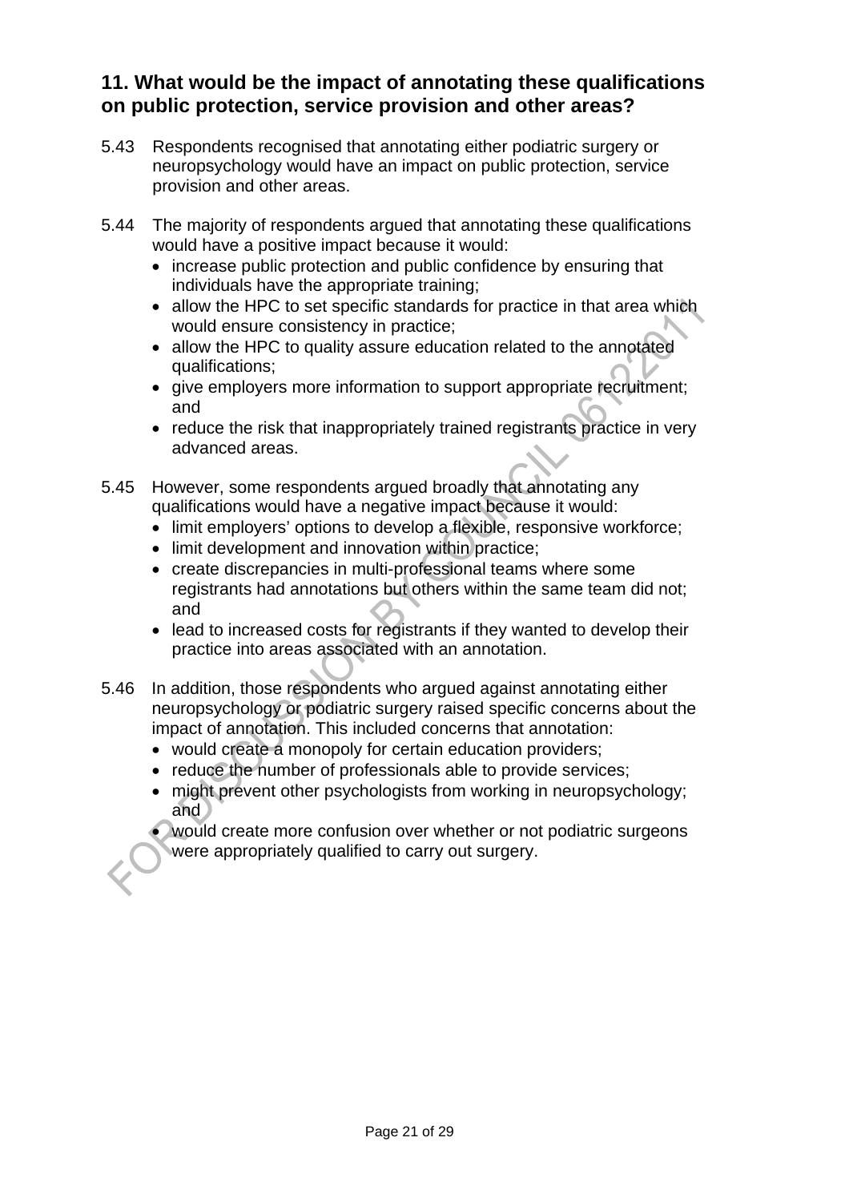## 11. What would be the impact of annotating these qualifications on public protection, service provision and other areas?

5.43 Respondents recognised that annotating either podiatric surgery or neuropsychology would have an impact on public protection, service provision and other areas.

5.44 The majority of respondents argued that annotating these qualifications would have a positive impact because it would:

- increase public protection and public confidence by ensuring that individuals have the appropriate training;
- allow the HPC to set specific standards for practice in that area which would ensure consistency in practice;
- allow the HPC to quality assure education related to the annotated qualifications;
- give employers more information to support appropriate recruitment; and
- reduce the risk that inappropriately trained registrants practice in very advanced areas.

5.45 However, some respondents argued broadly that annotating any qualifications would have a negative impact because it would:

- limit employers' options to develop a flexible, responsive workforce;
- limit development and innovation within practice;
- create discrepancies in multi-professional teams where some registrants had annotations but others within the same team did not; and
- lead to increased costs for registrants if they wanted to develop their practice into areas associated with an annotation.

5.46 In addition, those respondents who argued against annotating either neuropsychology or podiatric surgery raised specific concerns about the impact of annotation. This included concerns that annotation:

- would create a monopoly for certain education providers;
- reduce the number of professionals able to provide services;
- might prevent other psychologists from working in neuropsychology; and
- would create more confusion over whether or not podiatric surgeons were appropriately qualified to carry out surgery.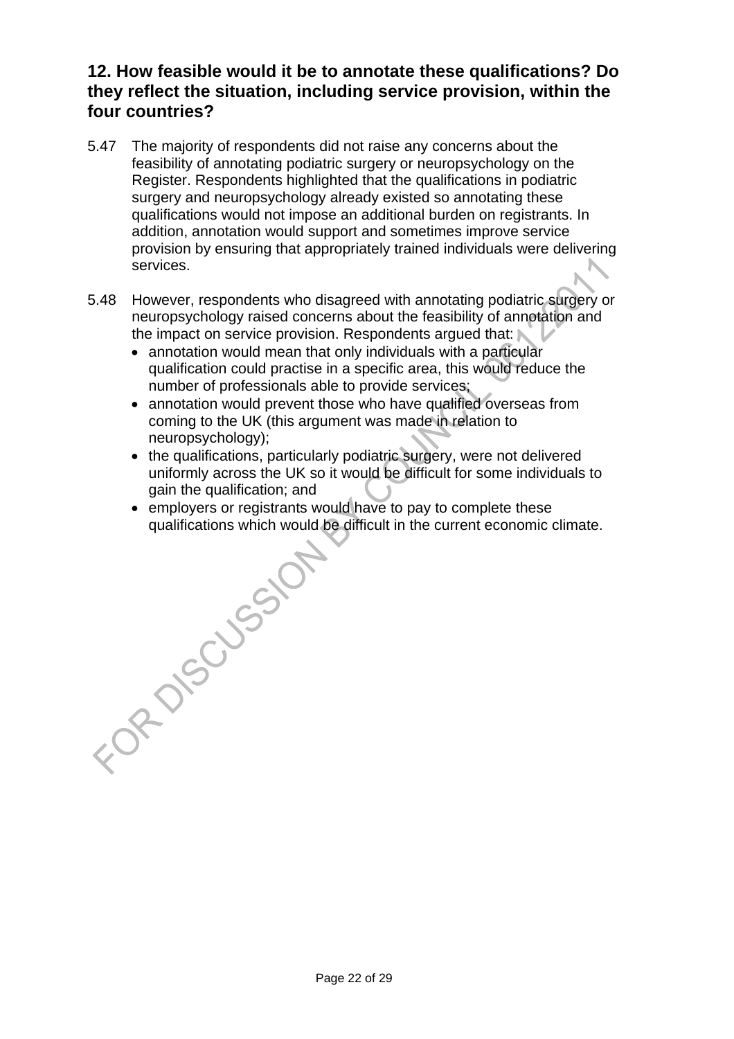## 12. How feasible would it be to annotate these qualifications? Do they reflect the situation, including service provision, within the four countries?

5.47 The majority of respondents did not raise any concerns about the feasibility of annotating podiatric surgery or neuropsychology on the Register. Respondents highlighted that the qualifications in podiatric surgery and neuropsychology already existed so annotating these qualifications would not impose an additional burden on registrants. In addition, annotation would support and sometimes improve service provision by ensuring that appropriately trained individuals were delivering services.

5.48 However, respondents who disagreed with annotating podiatric surgery or neuropsychology raised concerns about the feasibility of annotation and the impact on service provision. Respondents argued that:

- annotation would mean that only individuals with a particular qualification could practise in a specific area, this would reduce the number of professionals able to provide services;
- annotation would prevent those who have qualified overseas from coming to the UK (this argument was made in relation to neuropsychology);
- the qualifications, particularly podiatric surgery, were not delivered uniformly across the UK so it would be difficult for some individuals to gain the qualification; and
- employers or registrants would have to pay to complete these qualifications which would be difficult in the current economic climate.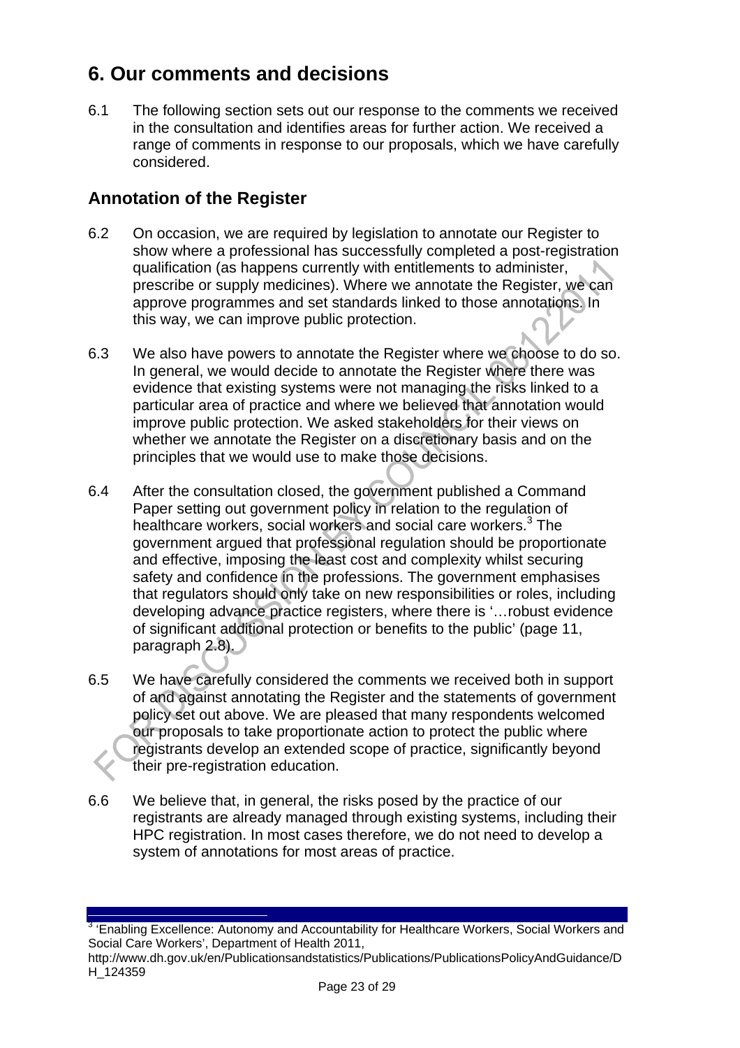# 6. Our comments and decisions

6.1 The following section sets out our response to the comments we received in the consultation and identifies areas for further action. We received a range of comments in response to our proposals, which we have carefully considered.

## Annotation of the Register

6.2 On occasion, we are required by legislation to annotate our Register to show where a professional has successfully completed a post-registration qualification (as happens currently with entitlements to administer, prescribe or supply medicines). Where we annotate the Register, we can approve programmes and set standards linked to those annotations. In this way, we can improve public protection.

6.3 We also have powers to annotate the Register where we choose to do so. In general, we would decide to annotate the Register where there was evidence that existing systems were not managing the risks linked to a particular area of practice and where we believed that annotation would improve public protection. We asked stakeholders for their views on whether we annotate the Register on a discretionary basis and on the principles that we would use to make those decisions.

6.4 After the consultation closed, the government published a Command Paper setting out government policy in relation to the regulation of healthcare workers, social workers and social care workers.[3] The government argued that professional regulation should be proportionate and effective, imposing the least cost and complexity whilst securing safety and confidence in the professions. The government emphasises that regulators should only take on new responsibilities or roles, including developing advance practice registers, where there is '…robust evidence of significant additional protection or benefits to the public' (page 11, paragraph 2.8).

6.5 We have carefully considered the comments we received both in support of and against annotating the Register and the statements of government policy set out above. We are pleased that many respondents welcomed our proposals to take proportionate action to protect the public where registrants develop an extended scope of practice, significantly beyond their pre-registration education.

6.6 We believe that, in general, the risks posed by the practice of our registrants are already managed through existing systems, including their HPC registration. In most cases therefore, we do not need to develop a system of annotations for most areas of practice.

[3] 'Enabling Excellence: Autonomy and Accountability for Healthcare Workers, Social Workers and Social Care Workers', Department of Health 2011, http://www.dh.gov.uk/en/Publicationsandstatistics/Publications/PublicationsPolicyAndGuidance/DH_124359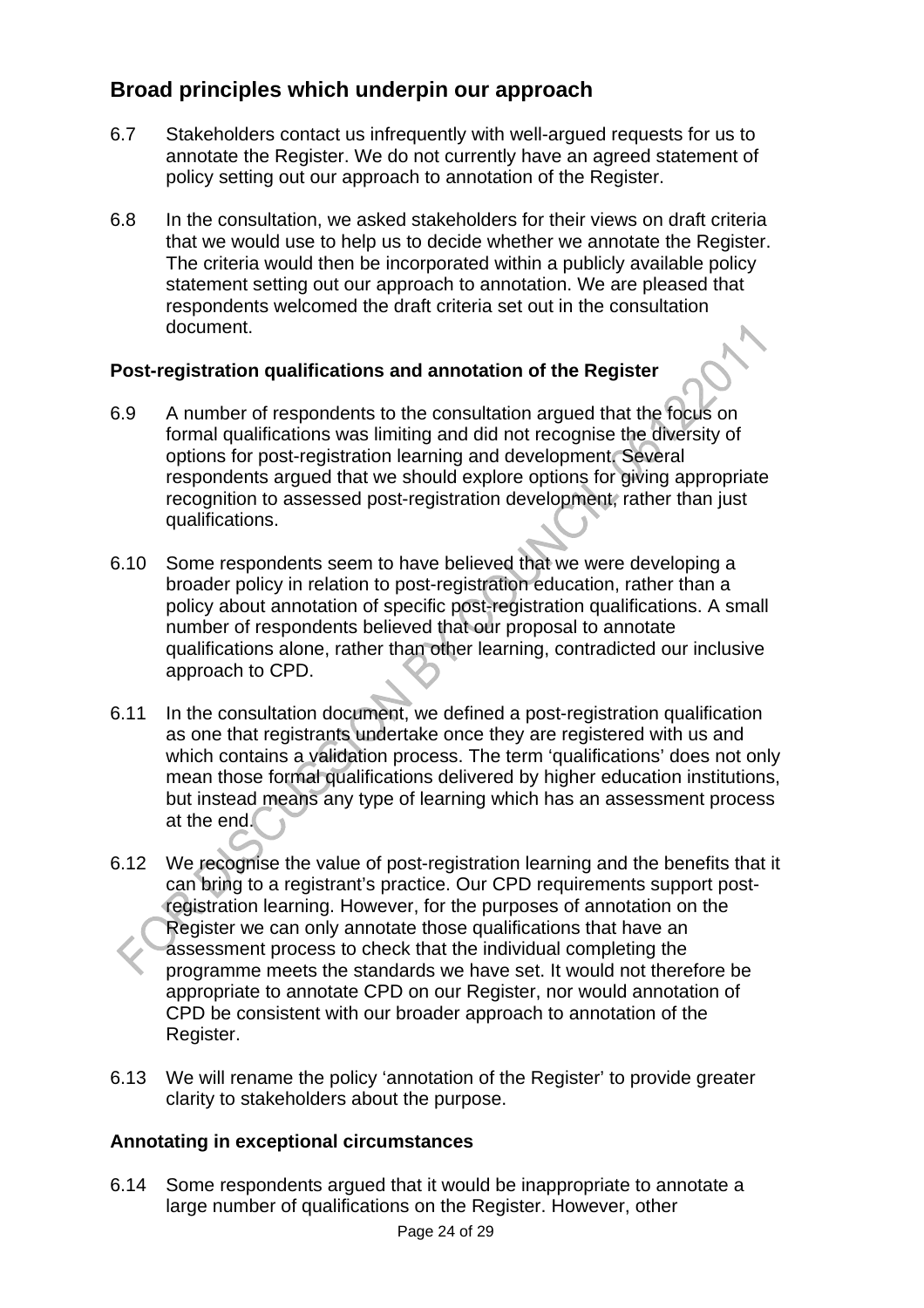## Broad principles which underpin our approach

6.7 Stakeholders contact us infrequently with well-argued requests for us to annotate the Register. We do not currently have an agreed statement of policy setting out our approach to annotation of the Register.

6.8 In the consultation, we asked stakeholders for their views on draft criteria that we would use to help us to decide whether we annotate the Register. The criteria would then be incorporated within a publicly available policy statement setting out our approach to annotation. We are pleased that respondents welcomed the draft criteria set out in the consultation document.

### Post-registration qualifications and annotation of the Register

6.9 A number of respondents to the consultation argued that the focus on formal qualifications was limiting and did not recognise the diversity of options for post-registration learning and development. Several respondents argued that we should explore options for giving appropriate recognition to assessed post-registration development, rather than just qualifications.

6.10 Some respondents seem to have believed that we were developing a broader policy in relation to post-registration education, rather than a policy about annotation of specific post-registration qualifications. A small number of respondents believed that our proposal to annotate qualifications alone, rather than other learning, contradicted our inclusive approach to CPD.

6.11 In the consultation document, we defined a post-registration qualification as one that registrants undertake once they are registered with us and which contains a validation process. The term 'qualifications' does not only mean those formal qualifications delivered by higher education institutions, but instead means any type of learning which has an assessment process at the end.

6.12 We recognise the value of post-registration learning and the benefits that it can bring to a registrant's practice. Our CPD requirements support post-registration learning. However, for the purposes of annotation on the Register we can only annotate those qualifications that have an assessment process to check that the individual completing the programme meets the standards we have set. It would not therefore be appropriate to annotate CPD on our Register, nor would annotation of CPD be consistent with our broader approach to annotation of the Register.

6.13 We will rename the policy 'annotation of the Register' to provide greater clarity to stakeholders about the purpose.

### Annotating in exceptional circumstances

6.14 Some respondents argued that it would be inappropriate to annotate a large number of qualifications on the Register. However, other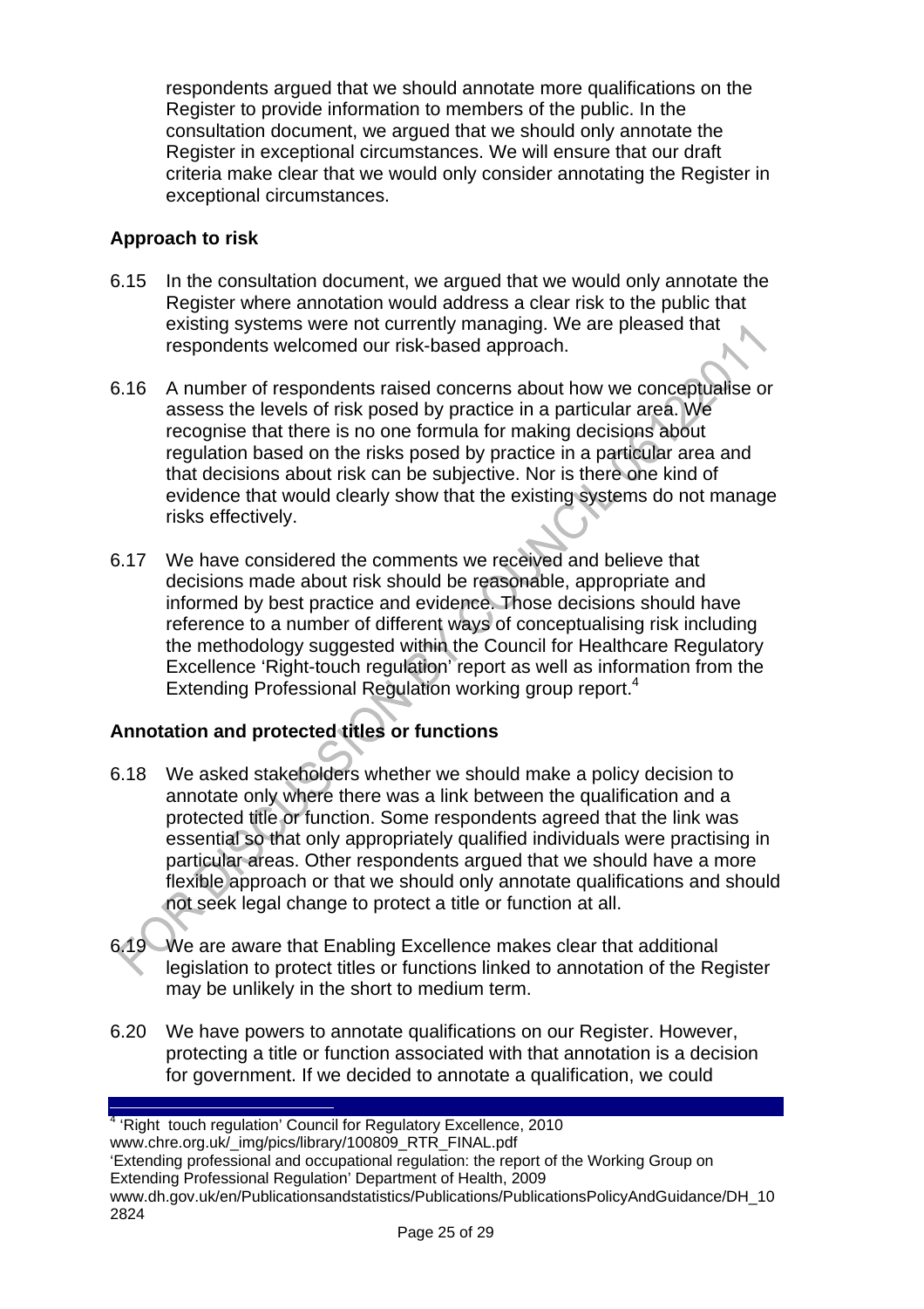respondents argued that we should annotate more qualifications on the Register to provide information to members of the public. In the consultation document, we argued that we should only annotate the Register in exceptional circumstances. We will ensure that our draft criteria make clear that we would only consider annotating the Register in exceptional circumstances.

**Approach to risk**

6.15 In the consultation document, we argued that we would only annotate the Register where annotation would address a clear risk to the public that existing systems were not currently managing. We are pleased that respondents welcomed our risk-based approach.

6.16 A number of respondents raised concerns about how we conceptualise or assess the levels of risk posed by practice in a particular area. We recognise that there is no one formula for making decisions about regulation based on the risks posed by practice in a particular area and that decisions about risk can be subjective. Nor is there one kind of evidence that would clearly show that the existing systems do not manage risks effectively.

6.17 We have considered the comments we received and believe that decisions made about risk should be reasonable, appropriate and informed by best practice and evidence. Those decisions should have reference to a number of different ways of conceptualising risk including the methodology suggested within the Council for Healthcare Regulatory Excellence 'Right-touch regulation' report as well as information from the Extending Professional Regulation working group report.[4]

**Annotation and protected titles or functions**

6.18 We asked stakeholders whether we should make a policy decision to annotate only where there was a link between the qualification and a protected title or function. Some respondents agreed that the link was essential so that only appropriately qualified individuals were practising in particular areas. Other respondents argued that we should have a more flexible approach or that we should only annotate qualifications and should not seek legal change to protect a title or function at all.

6.19 We are aware that Enabling Excellence makes clear that additional legislation to protect titles or functions linked to annotation of the Register may be unlikely in the short to medium term.

6.20 We have powers to annotate qualifications on our Register. However, protecting a title or function associated with that annotation is a decision for government. If we decided to annotate a qualification, we could

---

[4] 'Right touch regulation' Council for Regulatory Excellence, 2010 www.chre.org.uk/_img/pics/library/100809_RTR_FINAL.pdf
'Extending professional and occupational regulation: the report of the Working Group on Extending Professional Regulation' Department of Health, 2009 www.dh.gov.uk/en/Publicationsandstatistics/Publications/PublicationsPolicyAndGuidance/DH_102824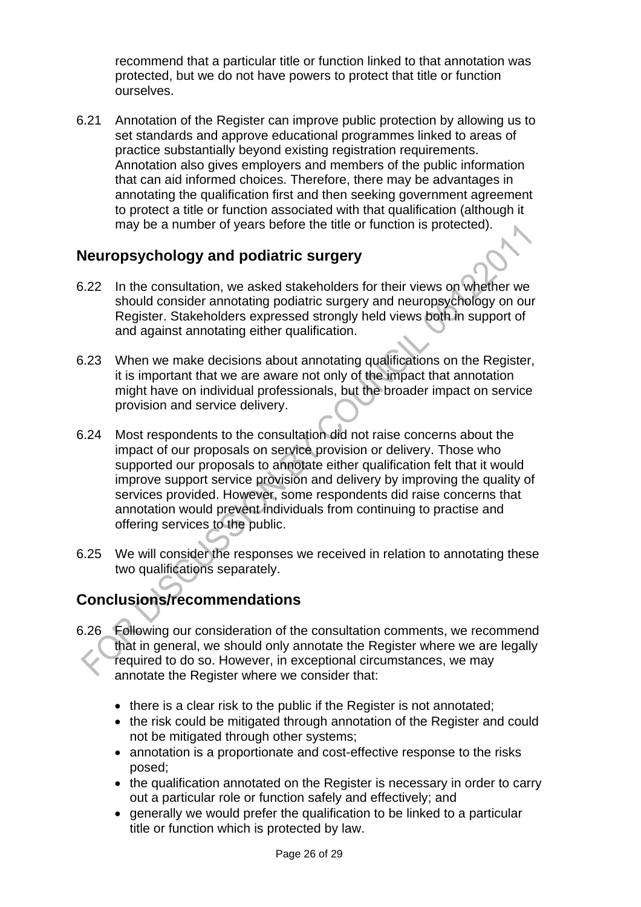recommend that a particular title or function linked to that annotation was protected, but we do not have powers to protect that title or function ourselves.

6.21 Annotation of the Register can improve public protection by allowing us to set standards and approve educational programmes linked to areas of practice substantially beyond existing registration requirements. Annotation also gives employers and members of the public information that can aid informed choices. Therefore, there may be advantages in annotating the qualification first and then seeking government agreement to protect a title or function associated with that qualification (although it may be a number of years before the title or function is protected).

## Neuropsychology and podiatric surgery

6.22 In the consultation, we asked stakeholders for their views on whether we should consider annotating podiatric surgery and neuropsychology on our Register. Stakeholders expressed strongly held views both in support of and against annotating either qualification.

6.23 When we make decisions about annotating qualifications on the Register, it is important that we are aware not only of the impact that annotation might have on individual professionals, but the broader impact on service provision and service delivery.

6.24 Most respondents to the consultation did not raise concerns about the impact of our proposals on service provision or delivery. Those who supported our proposals to annotate either qualification felt that it would improve support service provision and delivery by improving the quality of services provided. However, some respondents did raise concerns that annotation would prevent individuals from continuing to practise and offering services to the public.

6.25 We will consider the responses we received in relation to annotating these two qualifications separately.

## Conclusions/recommendations

6.26 Following our consideration of the consultation comments, we recommend that in general, we should only annotate the Register where we are legally required to do so. However, in exceptional circumstances, we may annotate the Register where we consider that:

- there is a clear risk to the public if the Register is not annotated;
- the risk could be mitigated through annotation of the Register and could not be mitigated through other systems;
- annotation is a proportionate and cost-effective response to the risks posed;
- the qualification annotated on the Register is necessary in order to carry out a particular role or function safely and effectively; and
- generally we would prefer the qualification to be linked to a particular title or function which is protected by law.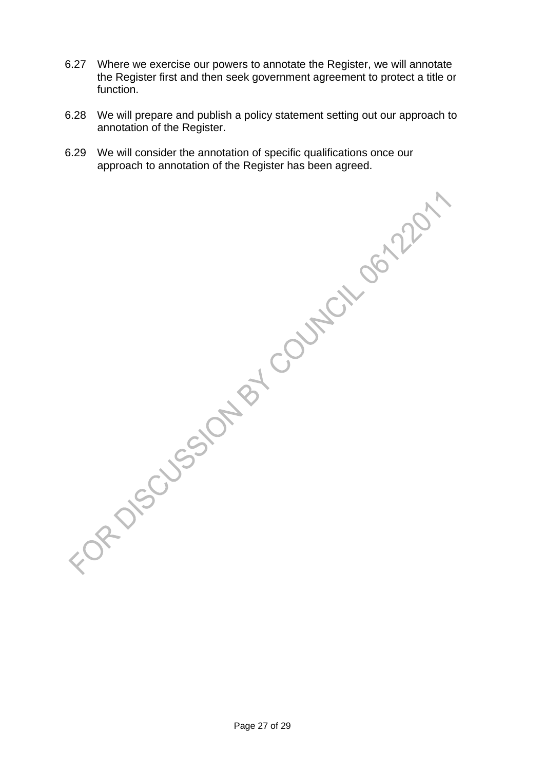6.27 Where we exercise our powers to annotate the Register, we will annotate the Register first and then seek government agreement to protect a title or function.

6.28 We will prepare and publish a policy statement setting out our approach to annotation of the Register.

6.29 We will consider the annotation of specific qualifications once our approach to annotation of the Register has been agreed.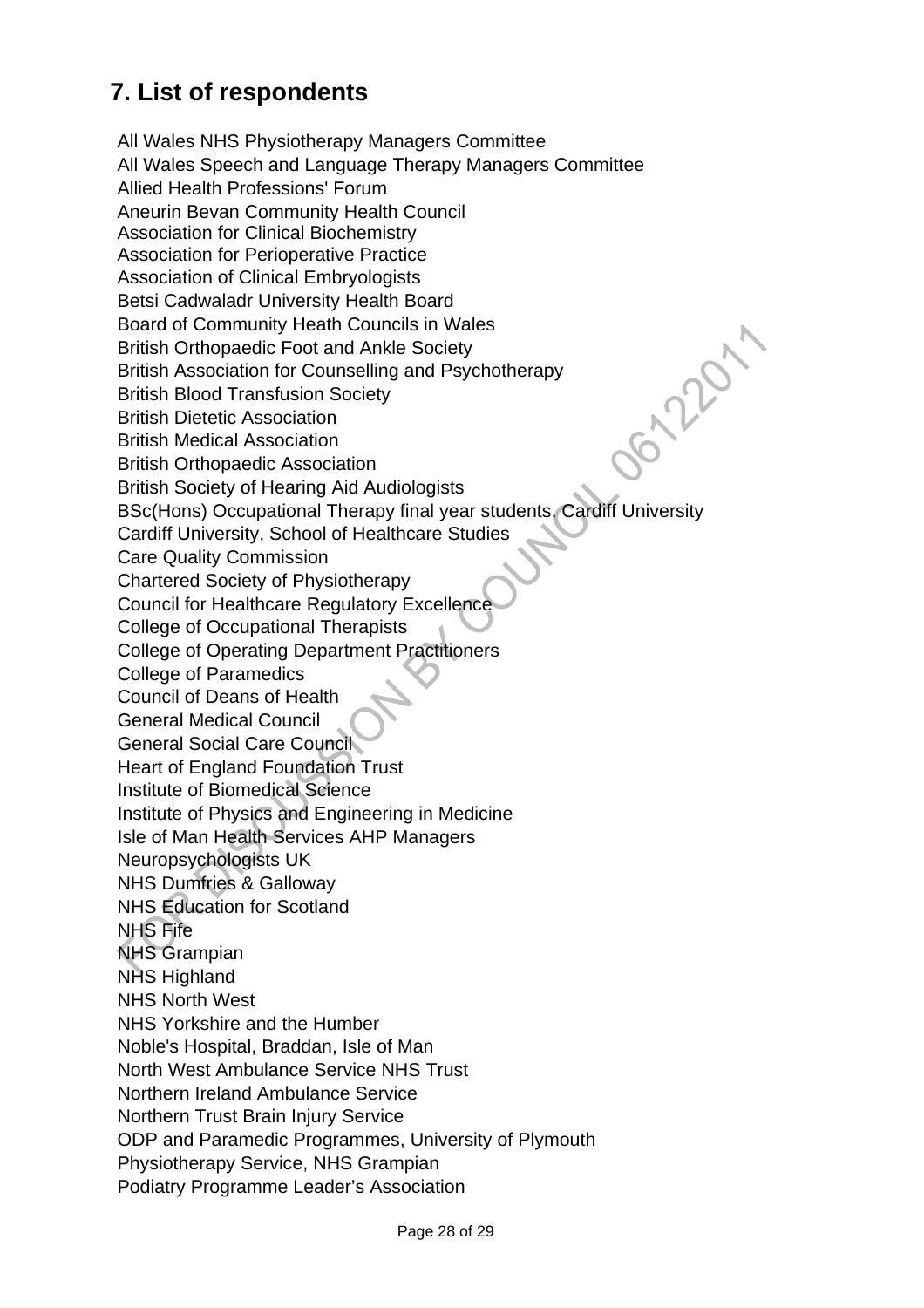## 7. List of respondents

All Wales NHS Physiotherapy Managers Committee
All Wales Speech and Language Therapy Managers Committee
Allied Health Professions' Forum
Aneurin Bevan Community Health Council
Association for Clinical Biochemistry
Association for Perioperative Practice
Association of Clinical Embryologists
Betsi Cadwaladr University Health Board
Board of Community Heath Councils in Wales
British Orthopaedic Foot and Ankle Society
British Association for Counselling and Psychotherapy
British Blood Transfusion Society
British Dietetic Association
British Medical Association
British Orthopaedic Association
British Society of Hearing Aid Audiologists
BSc(Hons) Occupational Therapy final year students, Cardiff University
Cardiff University, School of Healthcare Studies
Care Quality Commission
Chartered Society of Physiotherapy
Council for Healthcare Regulatory Excellence
College of Occupational Therapists
College of Operating Department Practitioners
College of Paramedics
Council of Deans of Health
General Medical Council
General Social Care Council
Heart of England Foundation Trust
Institute of Biomedical Science
Institute of Physics and Engineering in Medicine
Isle of Man Health Services AHP Managers
Neuropsychologists UK
NHS Dumfries & Galloway
NHS Education for Scotland
NHS Fife
NHS Grampian
NHS Highland
NHS North West
NHS Yorkshire and the Humber
Noble's Hospital, Braddan, Isle of Man
North West Ambulance Service NHS Trust
Northern Ireland Ambulance Service
Northern Trust Brain Injury Service
ODP and Paramedic Programmes, University of Plymouth
Physiotherapy Service, NHS Grampian
Podiatry Programme Leader's Association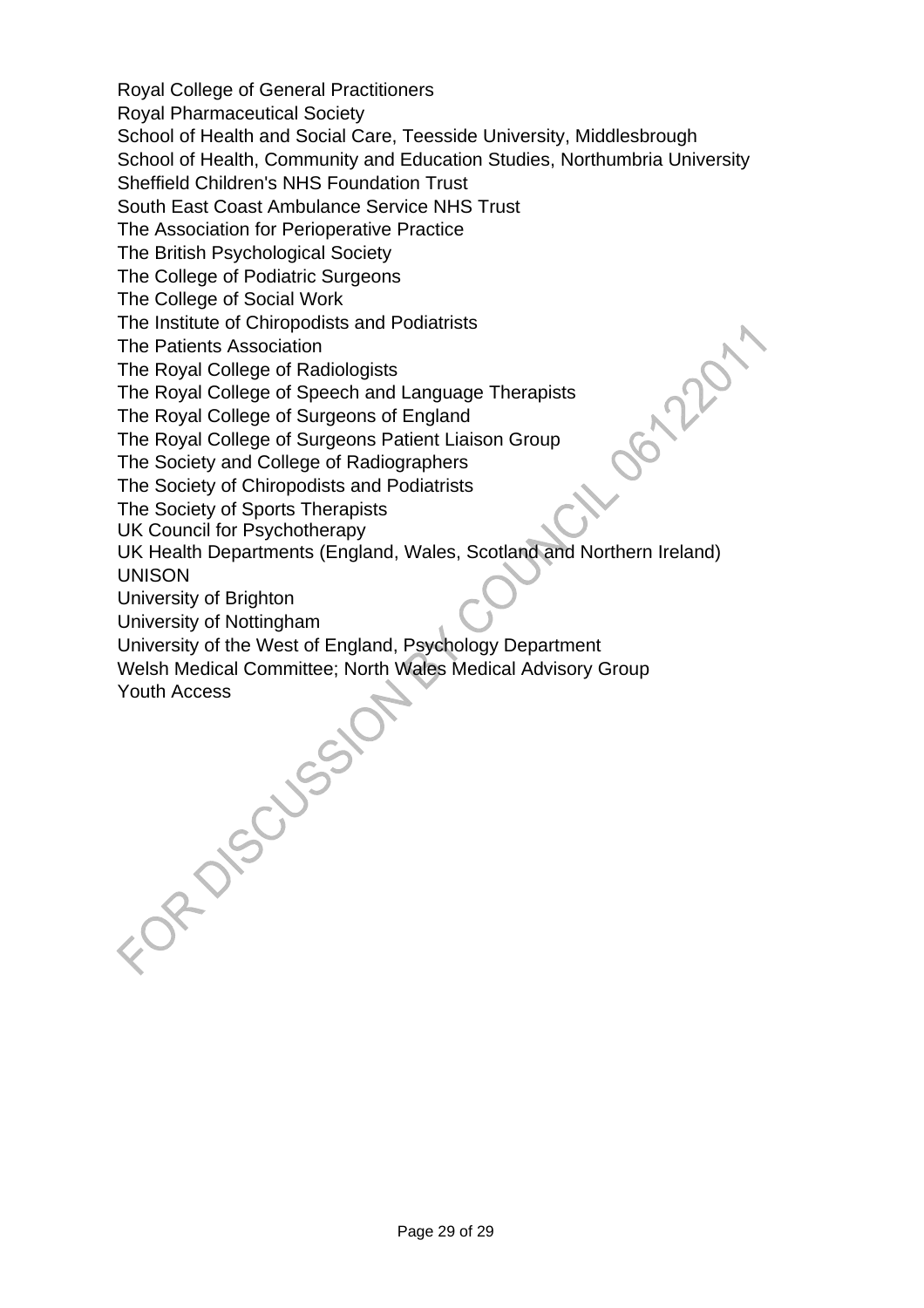Royal College of General Practitioners
Royal Pharmaceutical Society
School of Health and Social Care, Teesside University, Middlesbrough
School of Health, Community and Education Studies, Northumbria University
Sheffield Children's NHS Foundation Trust
South East Coast Ambulance Service NHS Trust
The Association for Perioperative Practice
The British Psychological Society
The College of Podiatric Surgeons
The College of Social Work
The Institute of Chiropodists and Podiatrists
The Patients Association
The Royal College of Radiologists
The Royal College of Speech and Language Therapists
The Royal College of Surgeons of England
The Royal College of Surgeons Patient Liaison Group
The Society and College of Radiographers
The Society of Chiropodists and Podiatrists
The Society of Sports Therapists
UK Council for Psychotherapy
UK Health Departments (England, Wales, Scotland and Northern Ireland)
UNISON
University of Brighton
University of Nottingham
University of the West of England, Psychology Department
Welsh Medical Committee; North Wales Medical Advisory Group
Youth Access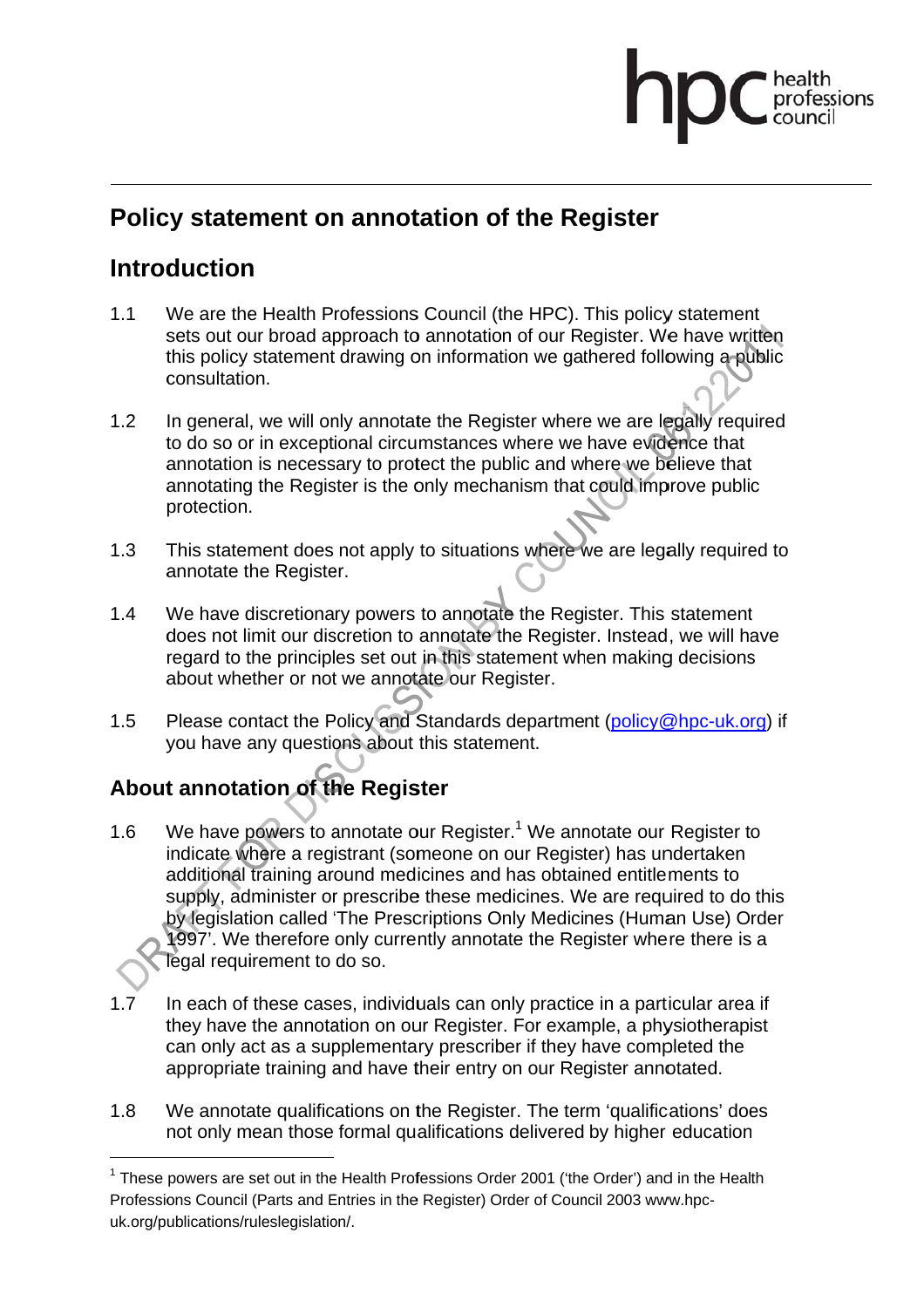# Policy statement on annotation of the Register

## Introduction

1.1 We are the Health Professions Council (the HPC). This policy statement sets out our broad approach to annotation of our Register. We have written this policy statement drawing on information we gathered following a public consultation.

1.2 In general, we will only annotate the Register where we are legally required to do so or in exceptional circumstances where we have evidence that annotation is necessary to protect the public and where we believe that annotating the Register is the only mechanism that could improve public protection.

1.3 This statement does not apply to situations where we are legally required to annotate the Register.

1.4 We have discretionary powers to annotate the Register. This statement does not limit our discretion to annotate the Register. Instead, we will have regard to the principles set out in this statement when making decisions about whether or not we annotate our Register.

1.5 Please contact the Policy and Standards department (policy@hpc-uk.org) if you have any questions about this statement.

### About annotation of the Register

1.6 We have powers to annotate our Register.[1] We annotate our Register to indicate where a registrant (someone on our Register) has undertaken additional training around medicines and has obtained entitlements to supply, administer or prescribe these medicines. We are required to do this by legislation called 'The Prescriptions Only Medicines (Human Use) Order 1997'. We therefore only currently annotate the Register where there is a legal requirement to do so.

1.7 In each of these cases, individuals can only practice in a particular area if they have the annotation on our Register. For example, a physiotherapist can only act as a supplementary prescriber if they have completed the appropriate training and have their entry on our Register annotated.

1.8 We annotate qualifications on the Register. The term 'qualifications' does not only mean those formal qualifications delivered by higher education

---

[1] These powers are set out in the Health Professions Order 2001 ('the Order') and in the Health Professions Council (Parts and Entries in the Register) Order of Council 2003 www.hpc-uk.org/publications/ruleslegislation/.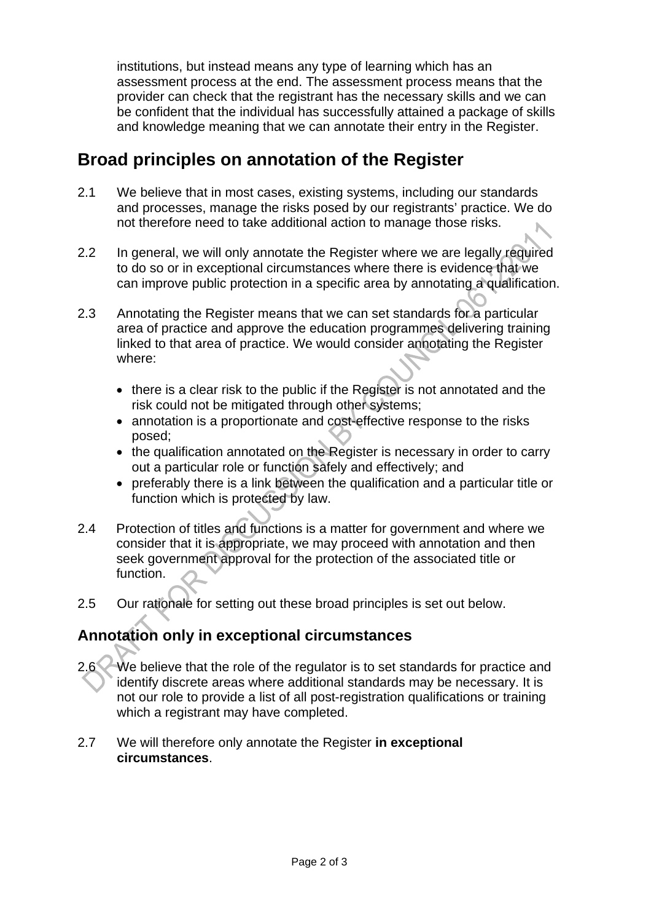institutions, but instead means any type of learning which has an assessment process at the end. The assessment process means that the provider can check that the registrant has the necessary skills and we can be confident that the individual has successfully attained a package of skills and knowledge meaning that we can annotate their entry in the Register.

## Broad principles on annotation of the Register

2.1 We believe that in most cases, existing systems, including our standards and processes, manage the risks posed by our registrants' practice. We do not therefore need to take additional action to manage those risks.

2.2 In general, we will only annotate the Register where we are legally required to do so or in exceptional circumstances where there is evidence that we can improve public protection in a specific area by annotating a qualification.

2.3 Annotating the Register means that we can set standards for a particular area of practice and approve the education programmes delivering training linked to that area of practice. We would consider annotating the Register where:

- there is a clear risk to the public if the Register is not annotated and the risk could not be mitigated through other systems;
- annotation is a proportionate and cost-effective response to the risks posed;
- the qualification annotated on the Register is necessary in order to carry out a particular role or function safely and effectively; and
- preferably there is a link between the qualification and a particular title or function which is protected by law.

2.4 Protection of titles and functions is a matter for government and where we consider that it is appropriate, we may proceed with annotation and then seek government approval for the protection of the associated title or function.

2.5 Our rationale for setting out these broad principles is set out below.

### Annotation only in exceptional circumstances

2.6 We believe that the role of the regulator is to set standards for practice and identify discrete areas where additional standards may be necessary. It is not our role to provide a list of all post-registration qualifications or training which a registrant may have completed.

2.7 We will therefore only annotate the Register **in exceptional circumstances**.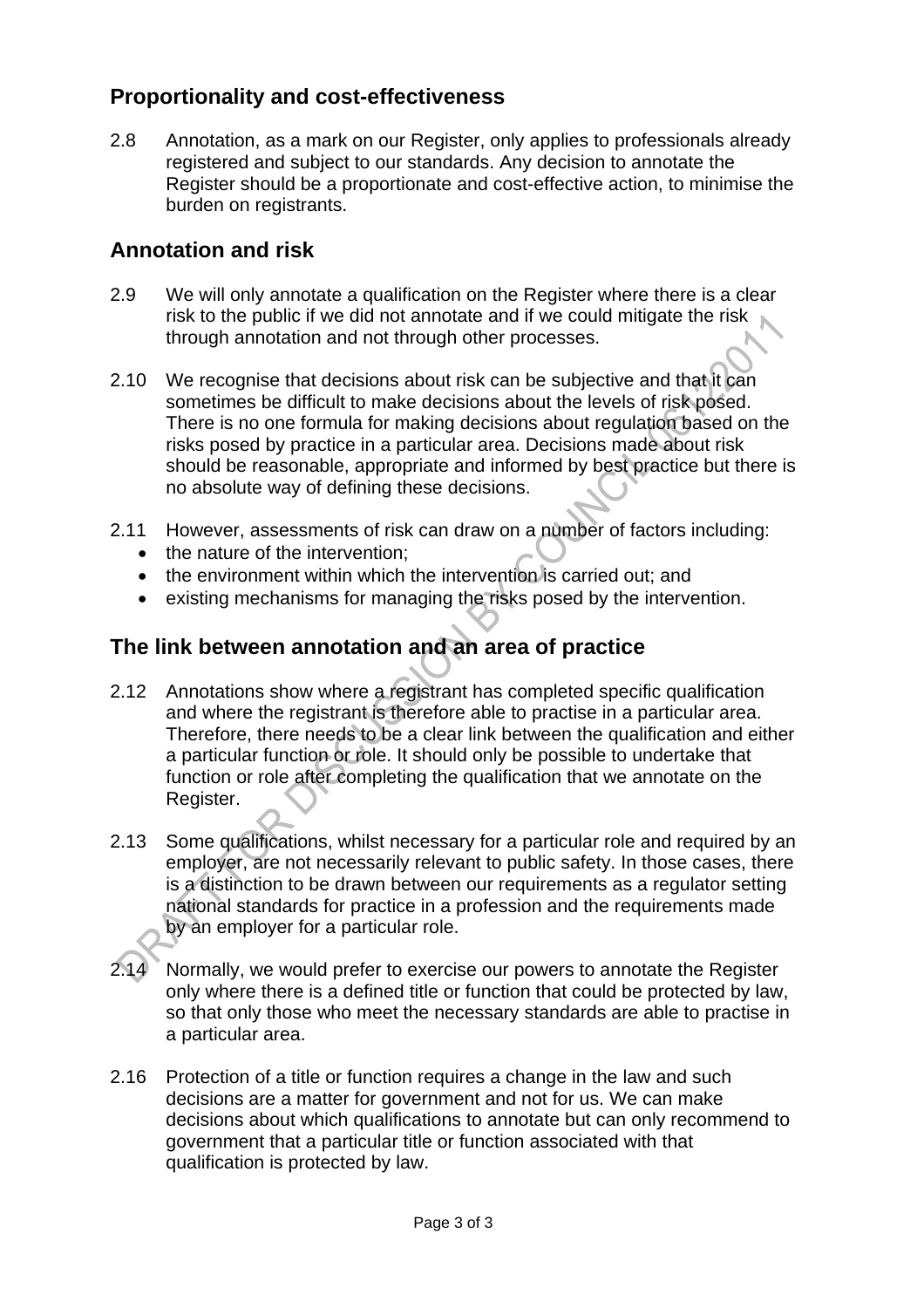## Proportionality and cost-effectiveness

2.8 Annotation, as a mark on our Register, only applies to professionals already registered and subject to our standards. Any decision to annotate the Register should be a proportionate and cost-effective action, to minimise the burden on registrants.

## Annotation and risk

2.9 We will only annotate a qualification on the Register where there is a clear risk to the public if we did not annotate and if we could mitigate the risk through annotation and not through other processes.

2.10 We recognise that decisions about risk can be subjective and that it can sometimes be difficult to make decisions about the levels of risk posed. There is no one formula for making decisions about regulation based on the risks posed by practice in a particular area. Decisions made about risk should be reasonable, appropriate and informed by best practice but there is no absolute way of defining these decisions.

2.11 However, assessments of risk can draw on a number of factors including:

- the nature of the intervention;
- the environment within which the intervention is carried out; and
- existing mechanisms for managing the risks posed by the intervention.

## The link between annotation and an area of practice

2.12 Annotations show where a registrant has completed specific qualification and where the registrant is therefore able to practise in a particular area. Therefore, there needs to be a clear link between the qualification and either a particular function or role. It should only be possible to undertake that function or role after completing the qualification that we annotate on the Register.

2.13 Some qualifications, whilst necessary for a particular role and required by an employer, are not necessarily relevant to public safety. In those cases, there is a distinction to be drawn between our requirements as a regulator setting national standards for practice in a profession and the requirements made by an employer for a particular role.

2.14 Normally, we would prefer to exercise our powers to annotate the Register only where there is a defined title or function that could be protected by law, so that only those who meet the necessary standards are able to practise in a particular area.

2.16 Protection of a title or function requires a change in the law and such decisions are a matter for government and not for us. We can make decisions about which qualifications to annotate but can only recommend to government that a particular title or function associated with that qualification is protected by law.